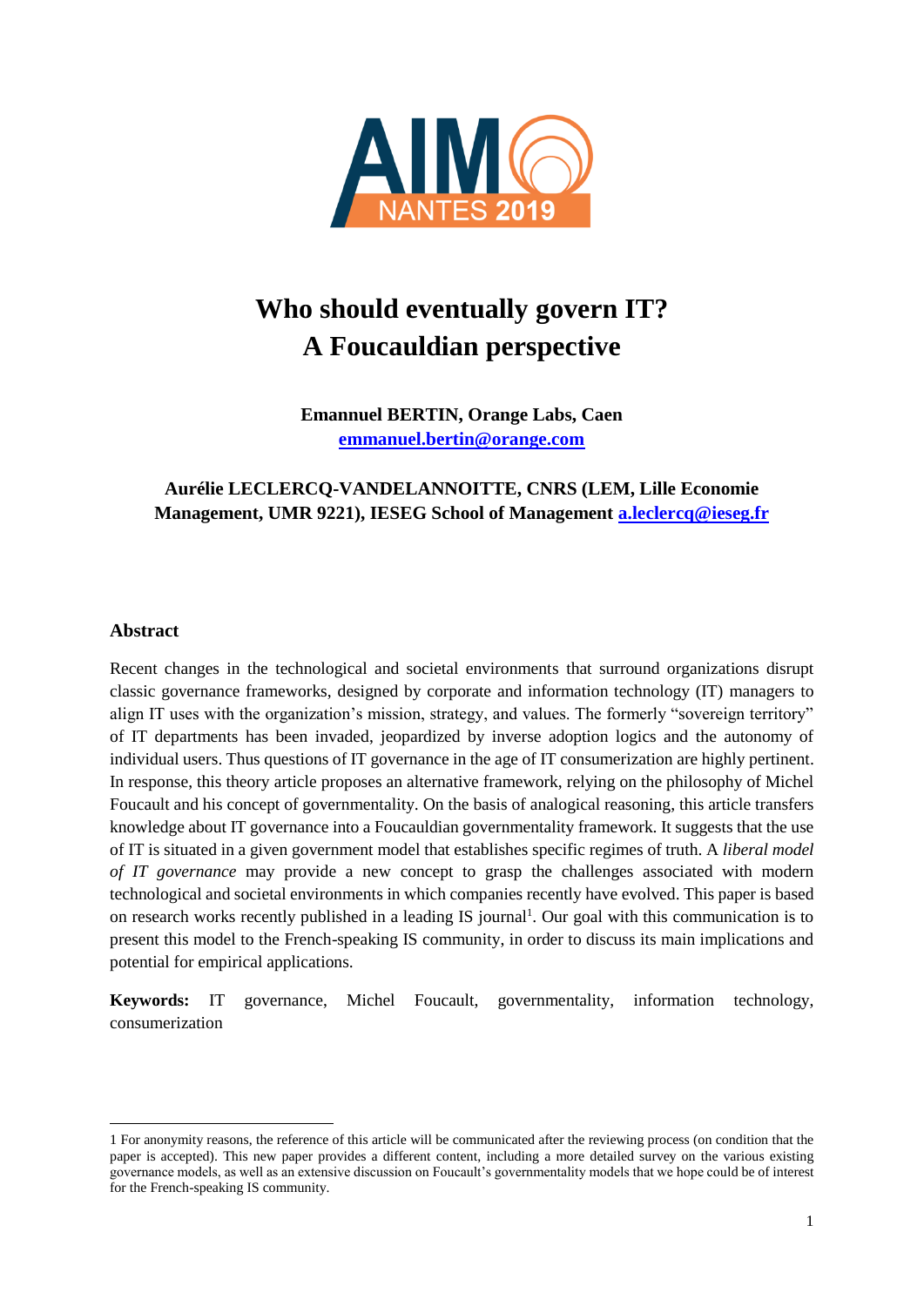# Who should eventually govern IT? A Foucauldian perspective

**Emannuel BERTIN, Orange Labs, Caen**
**[emmanuel.bertin@orange.com](mailto:emmanuel.bertin@orange.com)**

**Aurélie LECLERCQ-VANDELANNOITTE, CNRS (LEM, Lille Economie Management, UMR 9221), IESEG School of Management [a.leclercq@ieseg.fr](mailto:a.leclercq@ieseg.fr)**

## Abstract

Recent changes in the technological and societal environments that surround organizations disrupt classic governance frameworks, designed by corporate and information technology (IT) managers to align IT uses with the organization's mission, strategy, and values. The formerly "sovereign territory" of IT departments has been invaded, jeopardized by inverse adoption logics and the autonomy of individual users. Thus questions of IT governance in the age of IT consumerization are highly pertinent. In response, this theory article proposes an alternative framework, relying on the philosophy of Michel Foucault and his concept of governmentality. On the basis of analogical reasoning, this article transfers knowledge about IT governance into a Foucauldian governmentality framework. It suggests that the use of IT is situated in a given government model that establishes specific regimes of truth. A *liberal model of IT governance* may provide a new concept to grasp the challenges associated with modern technological and societal environments in which companies recently have evolved. This paper is based on research works recently published in a leading IS journal[1]. Our goal with this communication is to present this model to the French-speaking IS community, in order to discuss its main implications and potential for empirical applications.

**Keywords:** IT governance, Michel Foucault, governmentality, information technology, consumerization

---

1 For anonymity reasons, the reference of this article will be communicated after the reviewing process (on condition that the paper is accepted). This new paper provides a different content, including a more detailed survey on the various existing governance models, as well as an extensive discussion on Foucault's governmentality models that we hope could be of interest for the French-speaking IS community.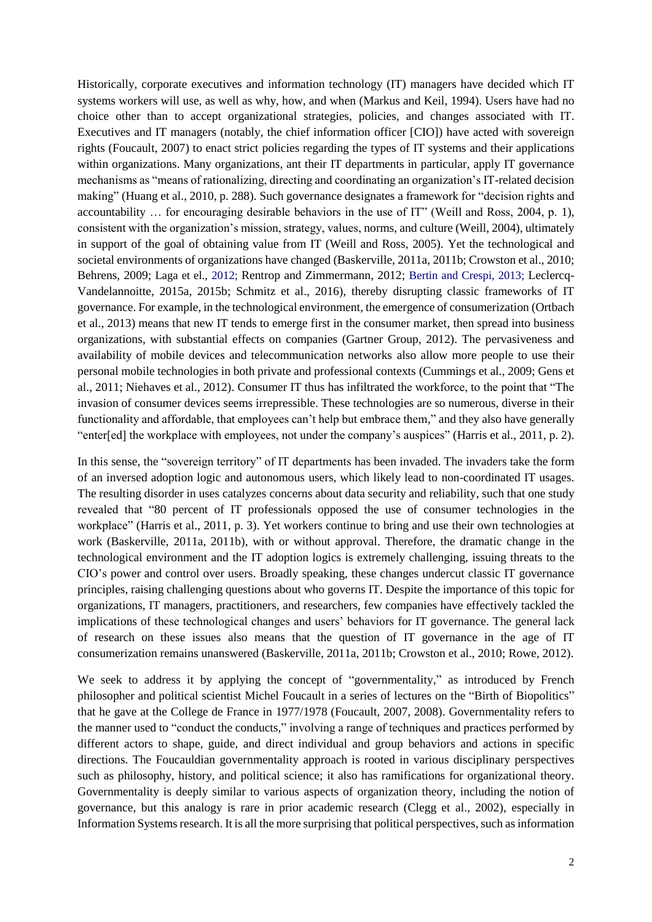Historically, corporate executives and information technology (IT) managers have decided which IT systems workers will use, as well as why, how, and when (Markus and Keil, 1994). Users have had no choice other than to accept organizational strategies, policies, and changes associated with IT. Executives and IT managers (notably, the chief information officer [CIO]) have acted with sovereign rights (Foucault, 2007) to enact strict policies regarding the types of IT systems and their applications within organizations. Many organizations, ant their IT departments in particular, apply IT governance mechanisms as "means of rationalizing, directing and coordinating an organization's IT-related decision making" (Huang et al., 2010, p. 288). Such governance designates a framework for "decision rights and accountability … for encouraging desirable behaviors in the use of IT" (Weill and Ross, 2004, p. 1), consistent with the organization's mission, strategy, values, norms, and culture (Weill, 2004), ultimately in support of the goal of obtaining value from IT (Weill and Ross, 2005). Yet the technological and societal environments of organizations have changed (Baskerville, 2011a, 2011b; Crowston et al., 2010; Behrens, 2009; Laga et el., 2012; Rentrop and Zimmermann, 2012; Bertin and Crespi, 2013; Leclercq-Vandelannoitte, 2015a, 2015b; Schmitz et al., 2016), thereby disrupting classic frameworks of IT governance. For example, in the technological environment, the emergence of consumerization (Ortbach et al., 2013) means that new IT tends to emerge first in the consumer market, then spread into business organizations, with substantial effects on companies (Gartner Group, 2012). The pervasiveness and availability of mobile devices and telecommunication networks also allow more people to use their personal mobile technologies in both private and professional contexts (Cummings et al., 2009; Gens et al., 2011; Niehaves et al., 2012). Consumer IT thus has infiltrated the workforce, to the point that "The invasion of consumer devices seems irrepressible. These technologies are so numerous, diverse in their functionality and affordable, that employees can't help but embrace them," and they also have generally "enter[ed] the workplace with employees, not under the company's auspices" (Harris et al., 2011, p. 2).

In this sense, the "sovereign territory" of IT departments has been invaded. The invaders take the form of an inversed adoption logic and autonomous users, which likely lead to non-coordinated IT usages. The resulting disorder in uses catalyzes concerns about data security and reliability, such that one study revealed that "80 percent of IT professionals opposed the use of consumer technologies in the workplace" (Harris et al., 2011, p. 3). Yet workers continue to bring and use their own technologies at work (Baskerville, 2011a, 2011b), with or without approval. Therefore, the dramatic change in the technological environment and the IT adoption logics is extremely challenging, issuing threats to the CIO's power and control over users. Broadly speaking, these changes undercut classic IT governance principles, raising challenging questions about who governs IT. Despite the importance of this topic for organizations, IT managers, practitioners, and researchers, few companies have effectively tackled the implications of these technological changes and users' behaviors for IT governance. The general lack of research on these issues also means that the question of IT governance in the age of IT consumerization remains unanswered (Baskerville, 2011a, 2011b; Crowston et al., 2010; Rowe, 2012).

We seek to address it by applying the concept of "governmentality," as introduced by French philosopher and political scientist Michel Foucault in a series of lectures on the "Birth of Biopolitics" that he gave at the College de France in 1977/1978 (Foucault, 2007, 2008). Governmentality refers to the manner used to "conduct the conducts," involving a range of techniques and practices performed by different actors to shape, guide, and direct individual and group behaviors and actions in specific directions. The Foucauldian governmentality approach is rooted in various disciplinary perspectives such as philosophy, history, and political science; it also has ramifications for organizational theory. Governmentality is deeply similar to various aspects of organization theory, including the notion of governance, but this analogy is rare in prior academic research (Clegg et al., 2002), especially in Information Systems research. It is all the more surprising that political perspectives, such as information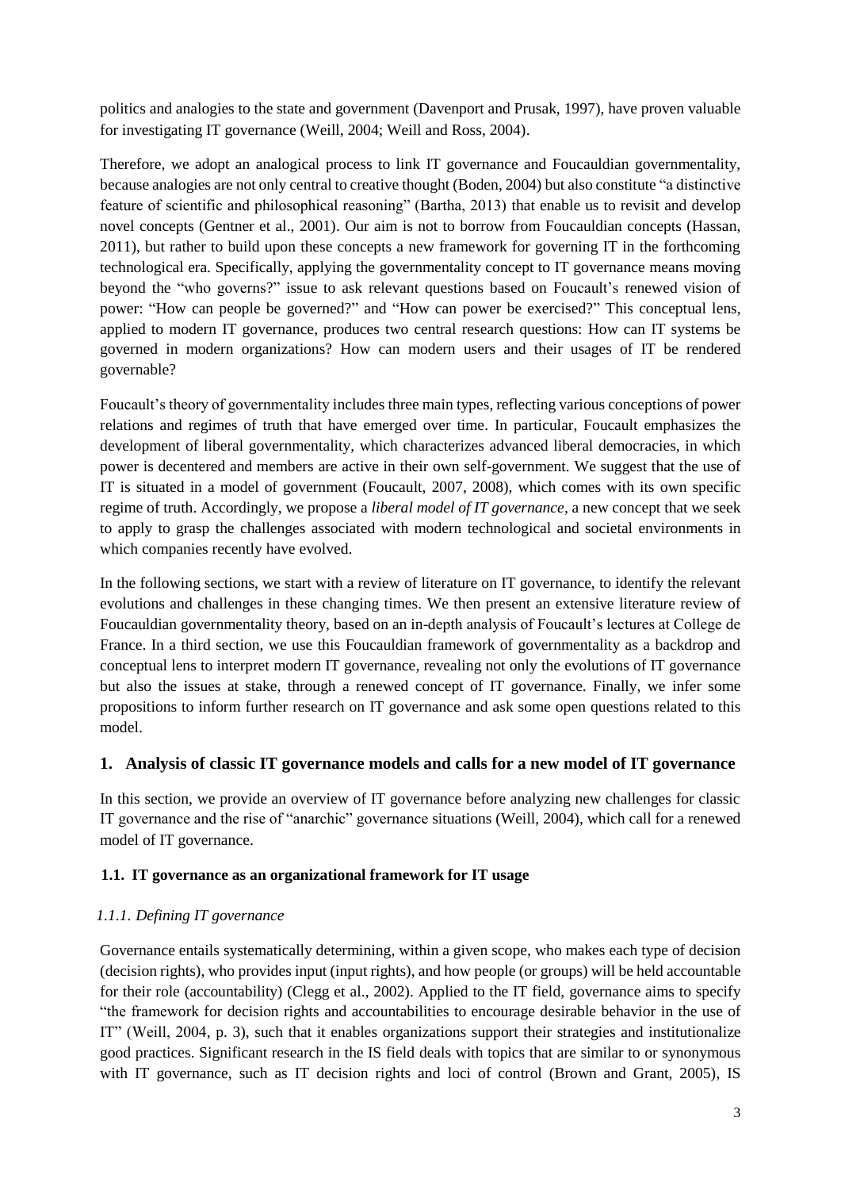politics and analogies to the state and government (Davenport and Prusak, 1997), have proven valuable for investigating IT governance (Weill, 2004; Weill and Ross, 2004).

Therefore, we adopt an analogical process to link IT governance and Foucauldian governmentality, because analogies are not only central to creative thought (Boden, 2004) but also constitute "a distinctive feature of scientific and philosophical reasoning" (Bartha, 2013) that enable us to revisit and develop novel concepts (Gentner et al., 2001). Our aim is not to borrow from Foucauldian concepts (Hassan, 2011), but rather to build upon these concepts a new framework for governing IT in the forthcoming technological era. Specifically, applying the governmentality concept to IT governance means moving beyond the "who governs?" issue to ask relevant questions based on Foucault's renewed vision of power: "How can people be governed?" and "How can power be exercised?" This conceptual lens, applied to modern IT governance, produces two central research questions: How can IT systems be governed in modern organizations? How can modern users and their usages of IT be rendered governable?

Foucault's theory of governmentality includes three main types, reflecting various conceptions of power relations and regimes of truth that have emerged over time. In particular, Foucault emphasizes the development of liberal governmentality, which characterizes advanced liberal democracies, in which power is decentered and members are active in their own self-government. We suggest that the use of IT is situated in a model of government (Foucault, 2007, 2008), which comes with its own specific regime of truth. Accordingly, we propose a *liberal model of IT governance*, a new concept that we seek to apply to grasp the challenges associated with modern technological and societal environments in which companies recently have evolved.

In the following sections, we start with a review of literature on IT governance, to identify the relevant evolutions and challenges in these changing times. We then present an extensive literature review of Foucauldian governmentality theory, based on an in-depth analysis of Foucault's lectures at College de France. In a third section, we use this Foucauldian framework of governmentality as a backdrop and conceptual lens to interpret modern IT governance, revealing not only the evolutions of IT governance but also the issues at stake, through a renewed concept of IT governance. Finally, we infer some propositions to inform further research on IT governance and ask some open questions related to this model.

## 1. Analysis of classic IT governance models and calls for a new model of IT governance

In this section, we provide an overview of IT governance before analyzing new challenges for classic IT governance and the rise of "anarchic" governance situations (Weill, 2004), which call for a renewed model of IT governance.

### 1.1. IT governance as an organizational framework for IT usage

#### *1.1.1. Defining IT governance*

Governance entails systematically determining, within a given scope, who makes each type of decision (decision rights), who provides input (input rights), and how people (or groups) will be held accountable for their role (accountability) (Clegg et al., 2002). Applied to the IT field, governance aims to specify "the framework for decision rights and accountabilities to encourage desirable behavior in the use of IT" (Weill, 2004, p. 3), such that it enables organizations support their strategies and institutionalize good practices. Significant research in the IS field deals with topics that are similar to or synonymous with IT governance, such as IT decision rights and loci of control (Brown and Grant, 2005), IS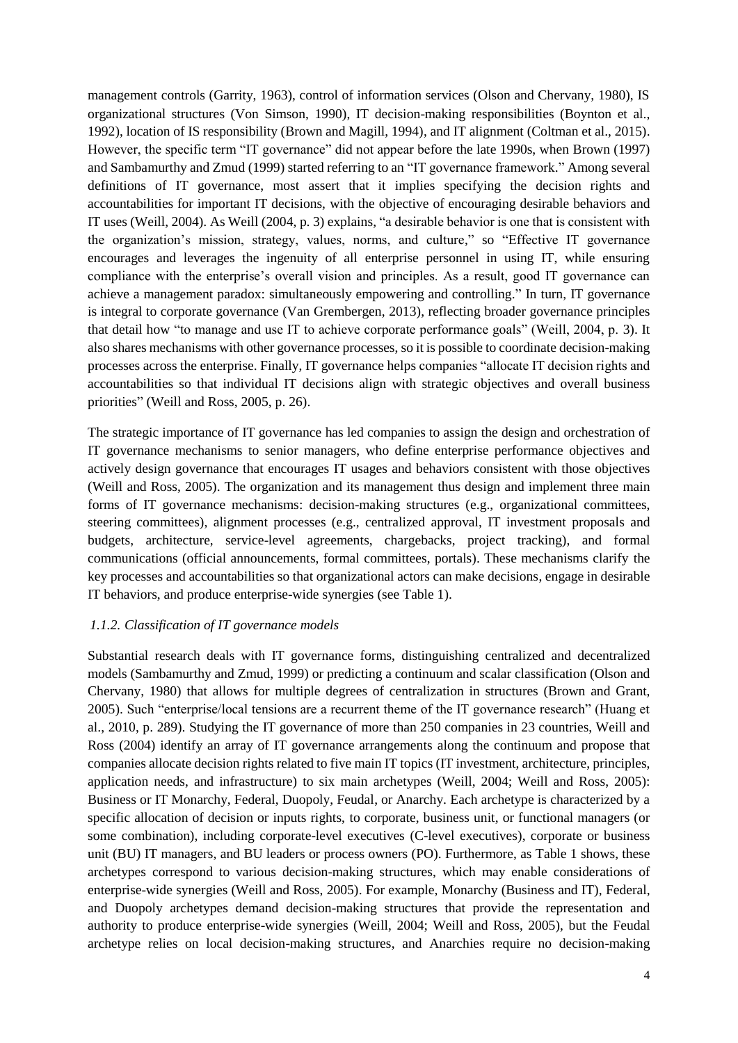management controls (Garrity, 1963), control of information services (Olson and Chervany, 1980), IS organizational structures (Von Simson, 1990), IT decision-making responsibilities (Boynton et al., 1992), location of IS responsibility (Brown and Magill, 1994), and IT alignment (Coltman et al., 2015). However, the specific term "IT governance" did not appear before the late 1990s, when Brown (1997) and Sambamurthy and Zmud (1999) started referring to an "IT governance framework." Among several definitions of IT governance, most assert that it implies specifying the decision rights and accountabilities for important IT decisions, with the objective of encouraging desirable behaviors and IT uses (Weill, 2004). As Weill (2004, p. 3) explains, "a desirable behavior is one that is consistent with the organization's mission, strategy, values, norms, and culture," so "Effective IT governance encourages and leverages the ingenuity of all enterprise personnel in using IT, while ensuring compliance with the enterprise's overall vision and principles. As a result, good IT governance can achieve a management paradox: simultaneously empowering and controlling." In turn, IT governance is integral to corporate governance (Van Grembergen, 2013), reflecting broader governance principles that detail how "to manage and use IT to achieve corporate performance goals" (Weill, 2004, p. 3). It also shares mechanisms with other governance processes, so it is possible to coordinate decision-making processes across the enterprise. Finally, IT governance helps companies "allocate IT decision rights and accountabilities so that individual IT decisions align with strategic objectives and overall business priorities" (Weill and Ross, 2005, p. 26).

The strategic importance of IT governance has led companies to assign the design and orchestration of IT governance mechanisms to senior managers, who define enterprise performance objectives and actively design governance that encourages IT usages and behaviors consistent with those objectives (Weill and Ross, 2005). The organization and its management thus design and implement three main forms of IT governance mechanisms: decision-making structures (e.g., organizational committees, steering committees), alignment processes (e.g., centralized approval, IT investment proposals and budgets, architecture, service-level agreements, chargebacks, project tracking), and formal communications (official announcements, formal committees, portals). These mechanisms clarify the key processes and accountabilities so that organizational actors can make decisions, engage in desirable IT behaviors, and produce enterprise-wide synergies (see Table 1).

### *1.1.2. Classification of IT governance models*

Substantial research deals with IT governance forms, distinguishing centralized and decentralized models (Sambamurthy and Zmud, 1999) or predicting a continuum and scalar classification (Olson and Chervany, 1980) that allows for multiple degrees of centralization in structures (Brown and Grant, 2005). Such "enterprise/local tensions are a recurrent theme of the IT governance research" (Huang et al., 2010, p. 289). Studying the IT governance of more than 250 companies in 23 countries, Weill and Ross (2004) identify an array of IT governance arrangements along the continuum and propose that companies allocate decision rights related to five main IT topics (IT investment, architecture, principles, application needs, and infrastructure) to six main archetypes (Weill, 2004; Weill and Ross, 2005): Business or IT Monarchy, Federal, Duopoly, Feudal, or Anarchy. Each archetype is characterized by a specific allocation of decision or inputs rights, to corporate, business unit, or functional managers (or some combination), including corporate-level executives (C-level executives), corporate or business unit (BU) IT managers, and BU leaders or process owners (PO). Furthermore, as Table 1 shows, these archetypes correspond to various decision-making structures, which may enable considerations of enterprise-wide synergies (Weill and Ross, 2005). For example, Monarchy (Business and IT), Federal, and Duopoly archetypes demand decision-making structures that provide the representation and authority to produce enterprise-wide synergies (Weill, 2004; Weill and Ross, 2005), but the Feudal archetype relies on local decision-making structures, and Anarchies require no decision-making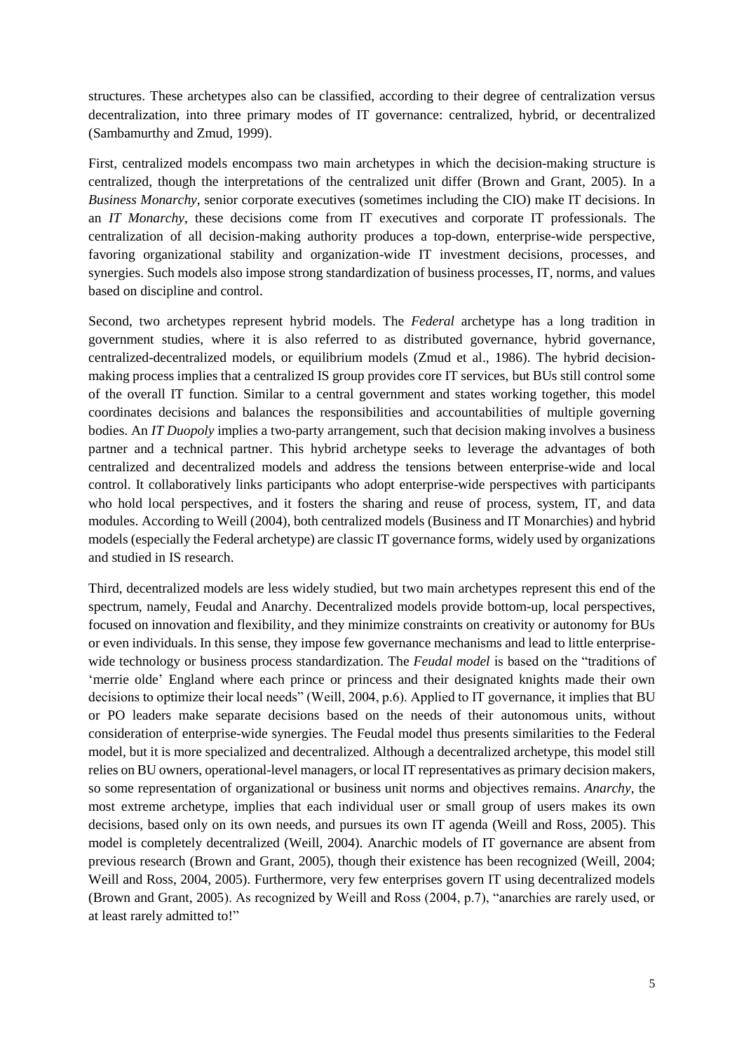structures. These archetypes also can be classified, according to their degree of centralization versus decentralization, into three primary modes of IT governance: centralized, hybrid, or decentralized (Sambamurthy and Zmud, 1999).

First, centralized models encompass two main archetypes in which the decision-making structure is centralized, though the interpretations of the centralized unit differ (Brown and Grant, 2005). In a *Business Monarchy*, senior corporate executives (sometimes including the CIO) make IT decisions. In an *IT Monarchy*, these decisions come from IT executives and corporate IT professionals. The centralization of all decision-making authority produces a top-down, enterprise-wide perspective, favoring organizational stability and organization-wide IT investment decisions, processes, and synergies. Such models also impose strong standardization of business processes, IT, norms, and values based on discipline and control.

Second, two archetypes represent hybrid models. The *Federal* archetype has a long tradition in government studies, where it is also referred to as distributed governance, hybrid governance, centralized-decentralized models, or equilibrium models (Zmud et al., 1986). The hybrid decision-making process implies that a centralized IS group provides core IT services, but BUs still control some of the overall IT function. Similar to a central government and states working together, this model coordinates decisions and balances the responsibilities and accountabilities of multiple governing bodies. An *IT Duopoly* implies a two-party arrangement, such that decision making involves a business partner and a technical partner. This hybrid archetype seeks to leverage the advantages of both centralized and decentralized models and address the tensions between enterprise-wide and local control. It collaboratively links participants who adopt enterprise-wide perspectives with participants who hold local perspectives, and it fosters the sharing and reuse of process, system, IT, and data modules. According to Weill (2004), both centralized models (Business and IT Monarchies) and hybrid models (especially the Federal archetype) are classic IT governance forms, widely used by organizations and studied in IS research.

Third, decentralized models are less widely studied, but two main archetypes represent this end of the spectrum, namely, Feudal and Anarchy. Decentralized models provide bottom-up, local perspectives, focused on innovation and flexibility, and they minimize constraints on creativity or autonomy for BUs or even individuals. In this sense, they impose few governance mechanisms and lead to little enterprise-wide technology or business process standardization. The *Feudal model* is based on the "traditions of 'merrie olde' England where each prince or princess and their designated knights made their own decisions to optimize their local needs" (Weill, 2004, p.6). Applied to IT governance, it implies that BU or PO leaders make separate decisions based on the needs of their autonomous units, without consideration of enterprise-wide synergies. The Feudal model thus presents similarities to the Federal model, but it is more specialized and decentralized. Although a decentralized archetype, this model still relies on BU owners, operational-level managers, or local IT representatives as primary decision makers, so some representation of organizational or business unit norms and objectives remains. *Anarchy*, the most extreme archetype, implies that each individual user or small group of users makes its own decisions, based only on its own needs, and pursues its own IT agenda (Weill and Ross, 2005). This model is completely decentralized (Weill, 2004). Anarchic models of IT governance are absent from previous research (Brown and Grant, 2005), though their existence has been recognized (Weill, 2004; Weill and Ross, 2004, 2005). Furthermore, very few enterprises govern IT using decentralized models (Brown and Grant, 2005). As recognized by Weill and Ross (2004, p.7), "anarchies are rarely used, or at least rarely admitted to!"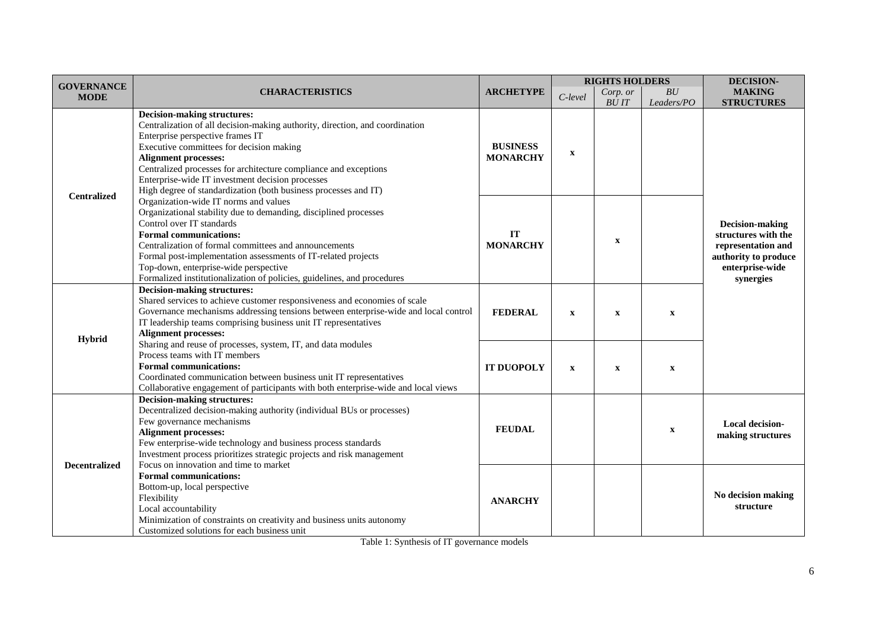| GOVERNANCE MODE | CHARACTERISTICS | ARCHETYPE | RIGHTS HOLDERS | | | DECISION-MAKING STRUCTURES |
|---|---|---|---|---|---|---|
| | | | *C-level* | *Corp. or BU IT* | *BU Leaders/PO* | |
| **Centralized** | **Decision-making structures:**<br>Centralization of all decision-making authority, direction, and coordination<br>Enterprise perspective frames IT<br>Executive committees for decision making<br>**Alignment processes:**<br>Centralized processes for architecture compliance and exceptions<br>Enterprise-wide IT investment decision processes<br>High degree of standardization (both business processes and IT)<br>Organization-wide IT norms and values<br>Organizational stability due to demanding, disciplined processes<br>Control over IT standards<br>**Formal communications:**<br>Centralization of formal committees and announcements<br>Formal post-implementation assessments of IT-related projects<br>Top-down, enterprise-wide perspective<br>Formalized institutionalization of policies, guidelines, and procedures | **BUSINESS MONARCHY** | x | | | **Decision-making structures with the representation and authority to produce enterprise-wide synergies** |
| | | **IT MONARCHY** | | x | | |
| **Hybrid** | **Decision-making structures:**<br>Shared services to achieve customer responsiveness and economies of scale<br>Governance mechanisms addressing tensions between enterprise-wide and local control<br>IT leadership teams comprising business unit IT representatives<br>**Alignment processes:**<br>Sharing and reuse of processes, system, IT, and data modules<br>Process teams with IT members<br>**Formal communications:**<br>Coordinated communication between business unit IT representatives<br>Collaborative engagement of participants with both enterprise-wide and local views | **FEDERAL** | x | x | x | |
| | | **IT DUOPOLY** | x | x | x | |
| **Decentralized** | **Decision-making structures:**<br>Decentralized decision-making authority (individual BUs or processes)<br>Few governance mechanisms<br>**Alignment processes:**<br>Few enterprise-wide technology and business process standards<br>Investment process prioritizes strategic projects and risk management<br>Focus on innovation and time to market<br>**Formal communications:**<br>Bottom-up, local perspective<br>Flexibility<br>Local accountability<br>Minimization of constraints on creativity and business units autonomy<br>Customized solutions for each business unit | **FEUDAL** | | | x | **Local decision-making structures** |
| | | **ANARCHY** | | | | **No decision making structure** |

Table 1: Synthesis of IT governance models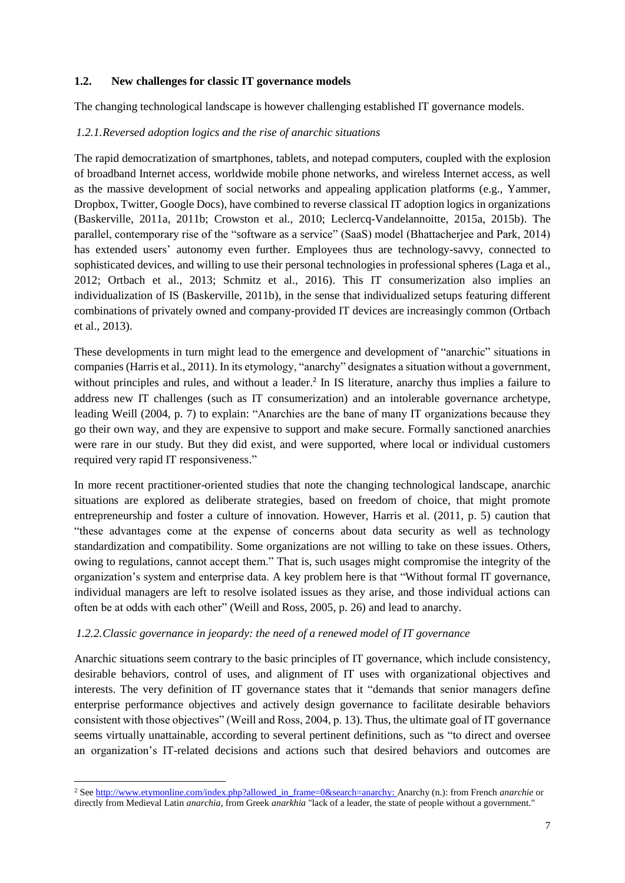### 1.2. New challenges for classic IT governance models

The changing technological landscape is however challenging established IT governance models.

#### *1.2.1. Reversed adoption logics and the rise of anarchic situations*

The rapid democratization of smartphones, tablets, and notepad computers, coupled with the explosion of broadband Internet access, worldwide mobile phone networks, and wireless Internet access, as well as the massive development of social networks and appealing application platforms (e.g., Yammer, Dropbox, Twitter, Google Docs), have combined to reverse classical IT adoption logics in organizations (Baskerville, 2011a, 2011b; Crowston et al., 2010; Leclercq-Vandelannoitte, 2015a, 2015b). The parallel, contemporary rise of the "software as a service" (SaaS) model (Bhattacherjee and Park, 2014) has extended users' autonomy even further. Employees thus are technology-savvy, connected to sophisticated devices, and willing to use their personal technologies in professional spheres (Laga et al., 2012; Ortbach et al., 2013; Schmitz et al., 2016). This IT consumerization also implies an individualization of IS (Baskerville, 2011b), in the sense that individualized setups featuring different combinations of privately owned and company-provided IT devices are increasingly common (Ortbach et al., 2013).

These developments in turn might lead to the emergence and development of "anarchic" situations in companies (Harris et al., 2011). In its etymology, "anarchy" designates a situation without a government, without principles and rules, and without a leader.[2] In IS literature, anarchy thus implies a failure to address new IT challenges (such as IT consumerization) and an intolerable governance archetype, leading Weill (2004, p. 7) to explain: "Anarchies are the bane of many IT organizations because they go their own way, and they are expensive to support and make secure. Formally sanctioned anarchies were rare in our study. But they did exist, and were supported, where local or individual customers required very rapid IT responsiveness."

In more recent practitioner-oriented studies that note the changing technological landscape, anarchic situations are explored as deliberate strategies, based on freedom of choice, that might promote entrepreneurship and foster a culture of innovation. However, Harris et al. (2011, p. 5) caution that "these advantages come at the expense of concerns about data security as well as technology standardization and compatibility. Some organizations are not willing to take on these issues. Others, owing to regulations, cannot accept them." That is, such usages might compromise the integrity of the organization's system and enterprise data. A key problem here is that "Without formal IT governance, individual managers are left to resolve isolated issues as they arise, and those individual actions can often be at odds with each other" (Weill and Ross, 2005, p. 26) and lead to anarchy.

#### *1.2.2. Classic governance in jeopardy: the need of a renewed model of IT governance*

Anarchic situations seem contrary to the basic principles of IT governance, which include consistency, desirable behaviors, control of uses, and alignment of IT uses with organizational objectives and interests. The very definition of IT governance states that it "demands that senior managers define enterprise performance objectives and actively design governance to facilitate desirable behaviors consistent with those objectives" (Weill and Ross, 2004, p. 13). Thus, the ultimate goal of IT governance seems virtually unattainable, according to several pertinent definitions, such as "to direct and oversee an organization's IT-related decisions and actions such that desired behaviors and outcomes are

---

[2] See http://www.etymonline.com/index.php?allowed_in_frame=0&search=anarchy: Anarchy (n.): from French *anarchie* or directly from Medieval Latin *anarchia*, from Greek *anarkhia* "lack of a leader, the state of people without a government."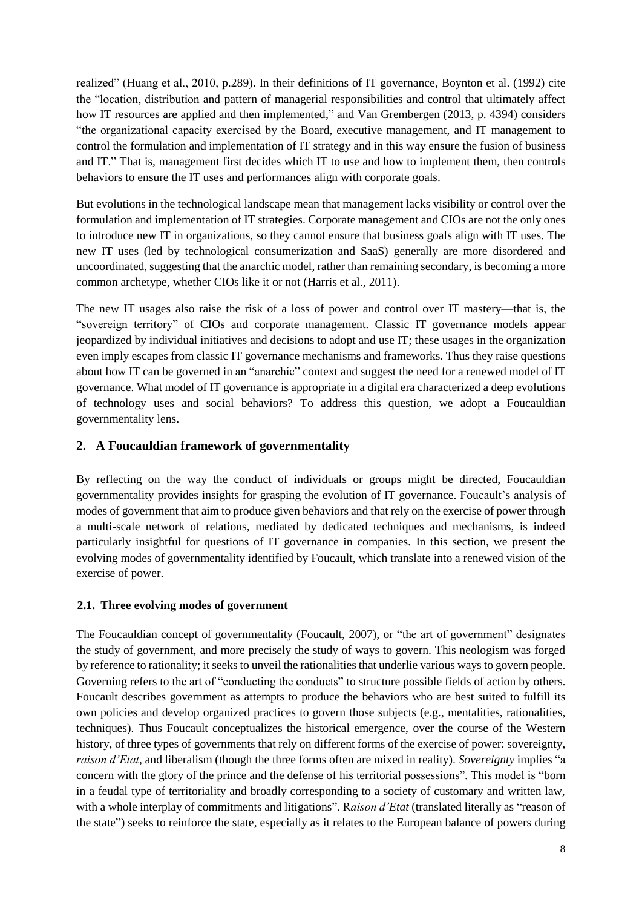realized" (Huang et al., 2010, p.289). In their definitions of IT governance, Boynton et al. (1992) cite the "location, distribution and pattern of managerial responsibilities and control that ultimately affect how IT resources are applied and then implemented," and Van Grembergen (2013, p. 4394) considers "the organizational capacity exercised by the Board, executive management, and IT management to control the formulation and implementation of IT strategy and in this way ensure the fusion of business and IT." That is, management first decides which IT to use and how to implement them, then controls behaviors to ensure the IT uses and performances align with corporate goals.

But evolutions in the technological landscape mean that management lacks visibility or control over the formulation and implementation of IT strategies. Corporate management and CIOs are not the only ones to introduce new IT in organizations, so they cannot ensure that business goals align with IT uses. The new IT uses (led by technological consumerization and SaaS) generally are more disordered and uncoordinated, suggesting that the anarchic model, rather than remaining secondary, is becoming a more common archetype, whether CIOs like it or not (Harris et al., 2011).

The new IT usages also raise the risk of a loss of power and control over IT mastery—that is, the "sovereign territory" of CIOs and corporate management. Classic IT governance models appear jeopardized by individual initiatives and decisions to adopt and use IT; these usages in the organization even imply escapes from classic IT governance mechanisms and frameworks. Thus they raise questions about how IT can be governed in an "anarchic" context and suggest the need for a renewed model of IT governance. What model of IT governance is appropriate in a digital era characterized a deep evolutions of technology uses and social behaviors? To address this question, we adopt a Foucauldian governmentality lens.

## 2. A Foucauldian framework of governmentality

By reflecting on the way the conduct of individuals or groups might be directed, Foucauldian governmentality provides insights for grasping the evolution of IT governance. Foucault's analysis of modes of government that aim to produce given behaviors and that rely on the exercise of power through a multi-scale network of relations, mediated by dedicated techniques and mechanisms, is indeed particularly insightful for questions of IT governance in companies. In this section, we present the evolving modes of governmentality identified by Foucault, which translate into a renewed vision of the exercise of power.

### 2.1. Three evolving modes of government

The Foucauldian concept of governmentality (Foucault, 2007), or "the art of government" designates the study of government, and more precisely the study of ways to govern. This neologism was forged by reference to rationality; it seeks to unveil the rationalities that underlie various ways to govern people. Governing refers to the art of "conducting the conducts" to structure possible fields of action by others. Foucault describes government as attempts to produce the behaviors who are best suited to fulfill its own policies and develop organized practices to govern those subjects (e.g., mentalities, rationalities, techniques). Thus Foucault conceptualizes the historical emergence, over the course of the Western history, of three types of governments that rely on different forms of the exercise of power: sovereignty, *raison d'Etat*, and liberalism (though the three forms often are mixed in reality). *Sovereignty* implies "a concern with the glory of the prince and the defense of his territorial possessions". This model is "born in a feudal type of territoriality and broadly corresponding to a society of customary and written law, with a whole interplay of commitments and litigations". R*aison d'Etat* (translated literally as "reason of the state") seeks to reinforce the state, especially as it relates to the European balance of powers during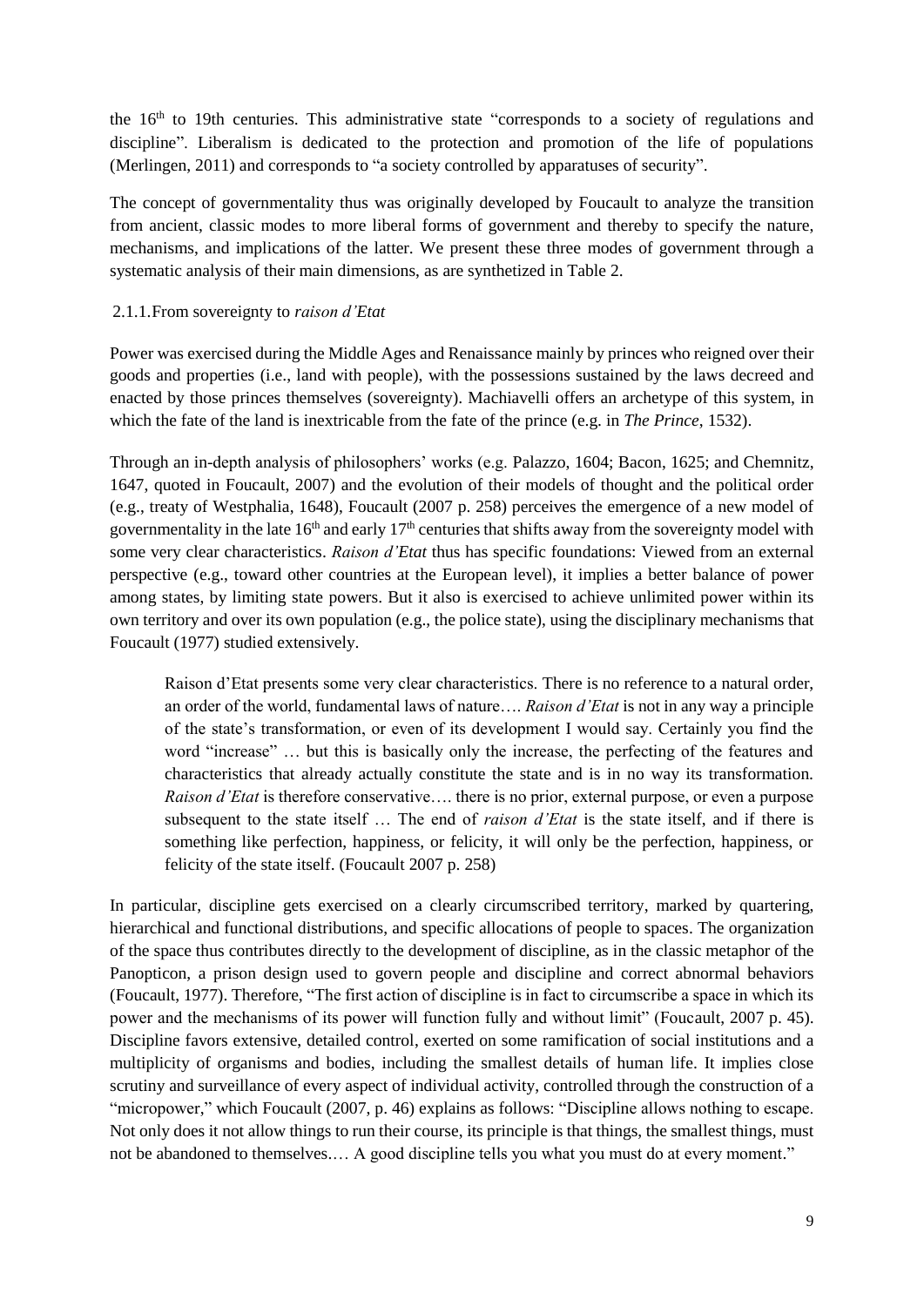the 16th to 19th centuries. This administrative state "corresponds to a society of regulations and discipline". Liberalism is dedicated to the protection and promotion of the life of populations (Merlingen, 2011) and corresponds to "a society controlled by apparatuses of security".

The concept of governmentality thus was originally developed by Foucault to analyze the transition from ancient, classic modes to more liberal forms of government and thereby to specify the nature, mechanisms, and implications of the latter. We present these three modes of government through a systematic analysis of their main dimensions, as are synthetized in Table 2.

### 2.1.1. From sovereignty to *raison d'Etat*

Power was exercised during the Middle Ages and Renaissance mainly by princes who reigned over their goods and properties (i.e., land with people), with the possessions sustained by the laws decreed and enacted by those princes themselves (sovereignty). Machiavelli offers an archetype of this system, in which the fate of the land is inextricable from the fate of the prince (e.g. in *The Prince*, 1532).

Through an in-depth analysis of philosophers' works (e.g. Palazzo, 1604; Bacon, 1625; and Chemnitz, 1647, quoted in Foucault, 2007) and the evolution of their models of thought and the political order (e.g., treaty of Westphalia, 1648), Foucault (2007 p. 258) perceives the emergence of a new model of governmentality in the late 16th and early 17th centuries that shifts away from the sovereignty model with some very clear characteristics. *Raison d'Etat* thus has specific foundations: Viewed from an external perspective (e.g., toward other countries at the European level), it implies a better balance of power among states, by limiting state powers. But it also is exercised to achieve unlimited power within its own territory and over its own population (e.g., the police state), using the disciplinary mechanisms that Foucault (1977) studied extensively.

> Raison d'Etat presents some very clear characteristics. There is no reference to a natural order, an order of the world, fundamental laws of nature…. *Raison d'Etat* is not in any way a principle of the state's transformation, or even of its development I would say. Certainly you find the word "increase" … but this is basically only the increase, the perfecting of the features and characteristics that already actually constitute the state and is in no way its transformation. *Raison d'Etat* is therefore conservative…. there is no prior, external purpose, or even a purpose subsequent to the state itself … The end of *raison d'Etat* is the state itself, and if there is something like perfection, happiness, or felicity, it will only be the perfection, happiness, or felicity of the state itself. (Foucault 2007 p. 258)

In particular, discipline gets exercised on a clearly circumscribed territory, marked by quartering, hierarchical and functional distributions, and specific allocations of people to spaces. The organization of the space thus contributes directly to the development of discipline, as in the classic metaphor of the Panopticon, a prison design used to govern people and discipline and correct abnormal behaviors (Foucault, 1977). Therefore, "The first action of discipline is in fact to circumscribe a space in which its power and the mechanisms of its power will function fully and without limit" (Foucault, 2007 p. 45). Discipline favors extensive, detailed control, exerted on some ramification of social institutions and a multiplicity of organisms and bodies, including the smallest details of human life. It implies close scrutiny and surveillance of every aspect of individual activity, controlled through the construction of a "micropower," which Foucault (2007, p. 46) explains as follows: "Discipline allows nothing to escape. Not only does it not allow things to run their course, its principle is that things, the smallest things, must not be abandoned to themselves.… A good discipline tells you what you must do at every moment."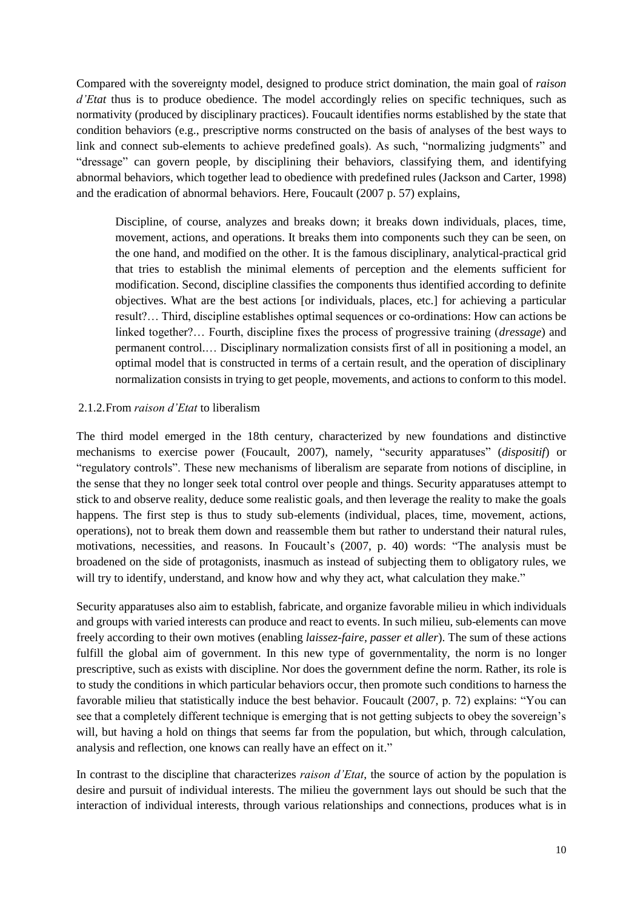Compared with the sovereignty model, designed to produce strict domination, the main goal of *raison d'Etat* thus is to produce obedience. The model accordingly relies on specific techniques, such as normativity (produced by disciplinary practices). Foucault identifies norms established by the state that condition behaviors (e.g., prescriptive norms constructed on the basis of analyses of the best ways to link and connect sub-elements to achieve predefined goals). As such, "normalizing judgments" and "dressage" can govern people, by disciplining their behaviors, classifying them, and identifying abnormal behaviors, which together lead to obedience with predefined rules (Jackson and Carter, 1998) and the eradication of abnormal behaviors. Here, Foucault (2007 p. 57) explains,

> Discipline, of course, analyzes and breaks down; it breaks down individuals, places, time, movement, actions, and operations. It breaks them into components such they can be seen, on the one hand, and modified on the other. It is the famous disciplinary, analytical-practical grid that tries to establish the minimal elements of perception and the elements sufficient for modification. Second, discipline classifies the components thus identified according to definite objectives. What are the best actions [or individuals, places, etc.] for achieving a particular result?… Third, discipline establishes optimal sequences or co-ordinations: How can actions be linked together?… Fourth, discipline fixes the process of progressive training (*dressage*) and permanent control.… Disciplinary normalization consists first of all in positioning a model, an optimal model that is constructed in terms of a certain result, and the operation of disciplinary normalization consists in trying to get people, movements, and actions to conform to this model.

### 2.1.2. From *raison d'Etat* to liberalism

The third model emerged in the 18th century, characterized by new foundations and distinctive mechanisms to exercise power (Foucault, 2007), namely, "security apparatuses" (*dispositif*) or "regulatory controls". These new mechanisms of liberalism are separate from notions of discipline, in the sense that they no longer seek total control over people and things. Security apparatuses attempt to stick to and observe reality, deduce some realistic goals, and then leverage the reality to make the goals happens. The first step is thus to study sub-elements (individual, places, time, movement, actions, operations), not to break them down and reassemble them but rather to understand their natural rules, motivations, necessities, and reasons. In Foucault's (2007, p. 40) words: "The analysis must be broadened on the side of protagonists, inasmuch as instead of subjecting them to obligatory rules, we will try to identify, understand, and know how and why they act, what calculation they make."

Security apparatuses also aim to establish, fabricate, and organize favorable milieu in which individuals and groups with varied interests can produce and react to events. In such milieu, sub-elements can move freely according to their own motives (enabling *laissez-faire, passer et aller*). The sum of these actions fulfill the global aim of government. In this new type of governmentality, the norm is no longer prescriptive, such as exists with discipline. Nor does the government define the norm. Rather, its role is to study the conditions in which particular behaviors occur, then promote such conditions to harness the favorable milieu that statistically induce the best behavior. Foucault (2007, p. 72) explains: "You can see that a completely different technique is emerging that is not getting subjects to obey the sovereign's will, but having a hold on things that seems far from the population, but which, through calculation, analysis and reflection, one knows can really have an effect on it."

In contrast to the discipline that characterizes *raison d'Etat*, the source of action by the population is desire and pursuit of individual interests. The milieu the government lays out should be such that the interaction of individual interests, through various relationships and connections, produces what is in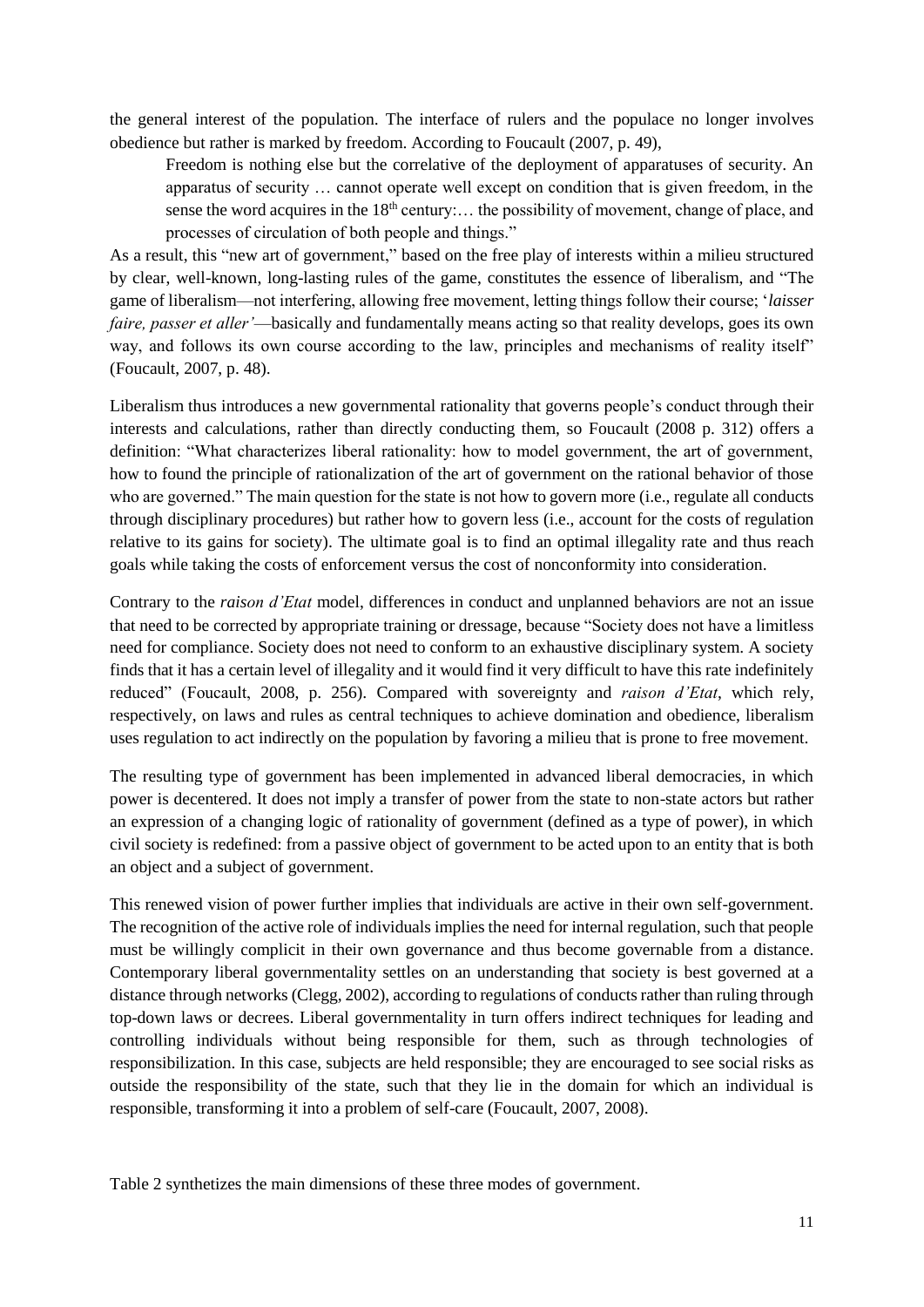the general interest of the population. The interface of rulers and the populace no longer involves obedience but rather is marked by freedom. According to Foucault (2007, p. 49),

> Freedom is nothing else but the correlative of the deployment of apparatuses of security. An apparatus of security … cannot operate well except on condition that is given freedom, in the sense the word acquires in the 18th century:… the possibility of movement, change of place, and processes of circulation of both people and things."

As a result, this "new art of government," based on the free play of interests within a milieu structured by clear, well-known, long-lasting rules of the game, constitutes the essence of liberalism, and "The game of liberalism—not interfering, allowing free movement, letting things follow their course; '*laisser faire, passer et aller'*—basically and fundamentally means acting so that reality develops, goes its own way, and follows its own course according to the law, principles and mechanisms of reality itself" (Foucault, 2007, p. 48).

Liberalism thus introduces a new governmental rationality that governs people's conduct through their interests and calculations, rather than directly conducting them, so Foucault (2008 p. 312) offers a definition: "What characterizes liberal rationality: how to model government, the art of government, how to found the principle of rationalization of the art of government on the rational behavior of those who are governed." The main question for the state is not how to govern more (i.e., regulate all conducts through disciplinary procedures) but rather how to govern less (i.e., account for the costs of regulation relative to its gains for society). The ultimate goal is to find an optimal illegality rate and thus reach goals while taking the costs of enforcement versus the cost of nonconformity into consideration.

Contrary to the *raison d'Etat* model, differences in conduct and unplanned behaviors are not an issue that need to be corrected by appropriate training or dressage, because "Society does not have a limitless need for compliance. Society does not need to conform to an exhaustive disciplinary system. A society finds that it has a certain level of illegality and it would find it very difficult to have this rate indefinitely reduced" (Foucault, 2008, p. 256). Compared with sovereignty and *raison d'Etat*, which rely, respectively, on laws and rules as central techniques to achieve domination and obedience, liberalism uses regulation to act indirectly on the population by favoring a milieu that is prone to free movement.

The resulting type of government has been implemented in advanced liberal democracies, in which power is decentered. It does not imply a transfer of power from the state to non-state actors but rather an expression of a changing logic of rationality of government (defined as a type of power), in which civil society is redefined: from a passive object of government to be acted upon to an entity that is both an object and a subject of government.

This renewed vision of power further implies that individuals are active in their own self-government. The recognition of the active role of individuals implies the need for internal regulation, such that people must be willingly complicit in their own governance and thus become governable from a distance. Contemporary liberal governmentality settles on an understanding that society is best governed at a distance through networks (Clegg, 2002), according to regulations of conducts rather than ruling through top-down laws or decrees. Liberal governmentality in turn offers indirect techniques for leading and controlling individuals without being responsible for them, such as through technologies of responsibilization. In this case, subjects are held responsible; they are encouraged to see social risks as outside the responsibility of the state, such that they lie in the domain for which an individual is responsible, transforming it into a problem of self-care (Foucault, 2007, 2008).

Table 2 synthetizes the main dimensions of these three modes of government.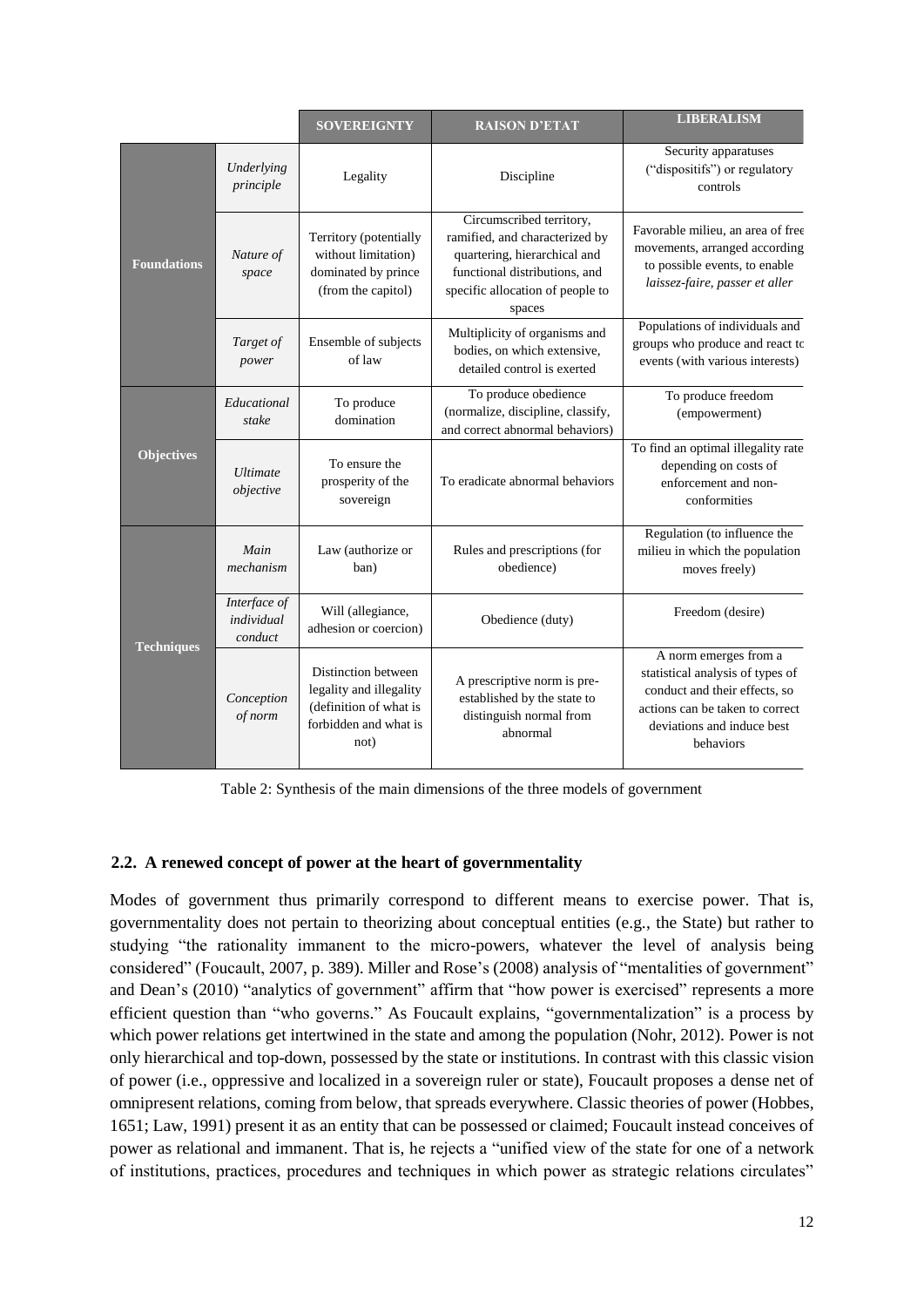| | | SOVEREIGNTY | RAISON D'ETAT | LIBERALISM |
|---|---|---|---|---|
| **Foundations** | *Underlying principle* | Legality | Discipline | Security apparatuses ("dispositifs") or regulatory controls |
| | *Nature of space* | Territory (potentially without limitation) dominated by prince (from the capitol) | Circumscribed territory, ramified, and characterized by quartering, hierarchical and functional distributions, and specific allocation of people to spaces | Favorable milieu, an area of free movements, arranged according to possible events, to enable *laissez-faire, passer et aller* |
| | *Target of power* | Ensemble of subjects of law | Multiplicity of organisms and bodies, on which extensive, detailed control is exerted | Populations of individuals and groups who produce and react to events (with various interests) |
| **Objectives** | *Educational stake* | To produce domination | To produce obedience (normalize, discipline, classify, and correct abnormal behaviors) | To produce freedom (empowerment) |
| | *Ultimate objective* | To ensure the prosperity of the sovereign | To eradicate abnormal behaviors | To find an optimal illegality rate depending on costs of enforcement and non-conformities |
| **Techniques** | *Main mechanism* | Law (authorize or ban) | Rules and prescriptions (for obedience) | Regulation (to influence the milieu in which the population moves freely) |
| | *Interface of individual conduct* | Will (allegiance, adhesion or coercion) | Obedience (duty) | Freedom (desire) |
| | *Conception of norm* | Distinction between legality and illegality (definition of what is forbidden and what is not) | A prescriptive norm is pre-established by the state to distinguish normal from abnormal | A norm emerges from a statistical analysis of types of conduct and their effects, so actions can be taken to correct deviations and induce best behaviors |

Table 2: Synthesis of the main dimensions of the three models of government

## 2.2. A renewed concept of power at the heart of governmentality

Modes of government thus primarily correspond to different means to exercise power. That is, governmentality does not pertain to theorizing about conceptual entities (e.g., the State) but rather to studying "the rationality immanent to the micro-powers, whatever the level of analysis being considered" (Foucault, 2007, p. 389). Miller and Rose's (2008) analysis of "mentalities of government" and Dean's (2010) "analytics of government" affirm that "how power is exercised" represents a more efficient question than "who governs." As Foucault explains, "governmentalization" is a process by which power relations get intertwined in the state and among the population (Nohr, 2012). Power is not only hierarchical and top-down, possessed by the state or institutions. In contrast with this classic vision of power (i.e., oppressive and localized in a sovereign ruler or state), Foucault proposes a dense net of omnipresent relations, coming from below, that spreads everywhere. Classic theories of power (Hobbes, 1651; Law, 1991) present it as an entity that can be possessed or claimed; Foucault instead conceives of power as relational and immanent. That is, he rejects a "unified view of the state for one of a network of institutions, practices, procedures and techniques in which power as strategic relations circulates"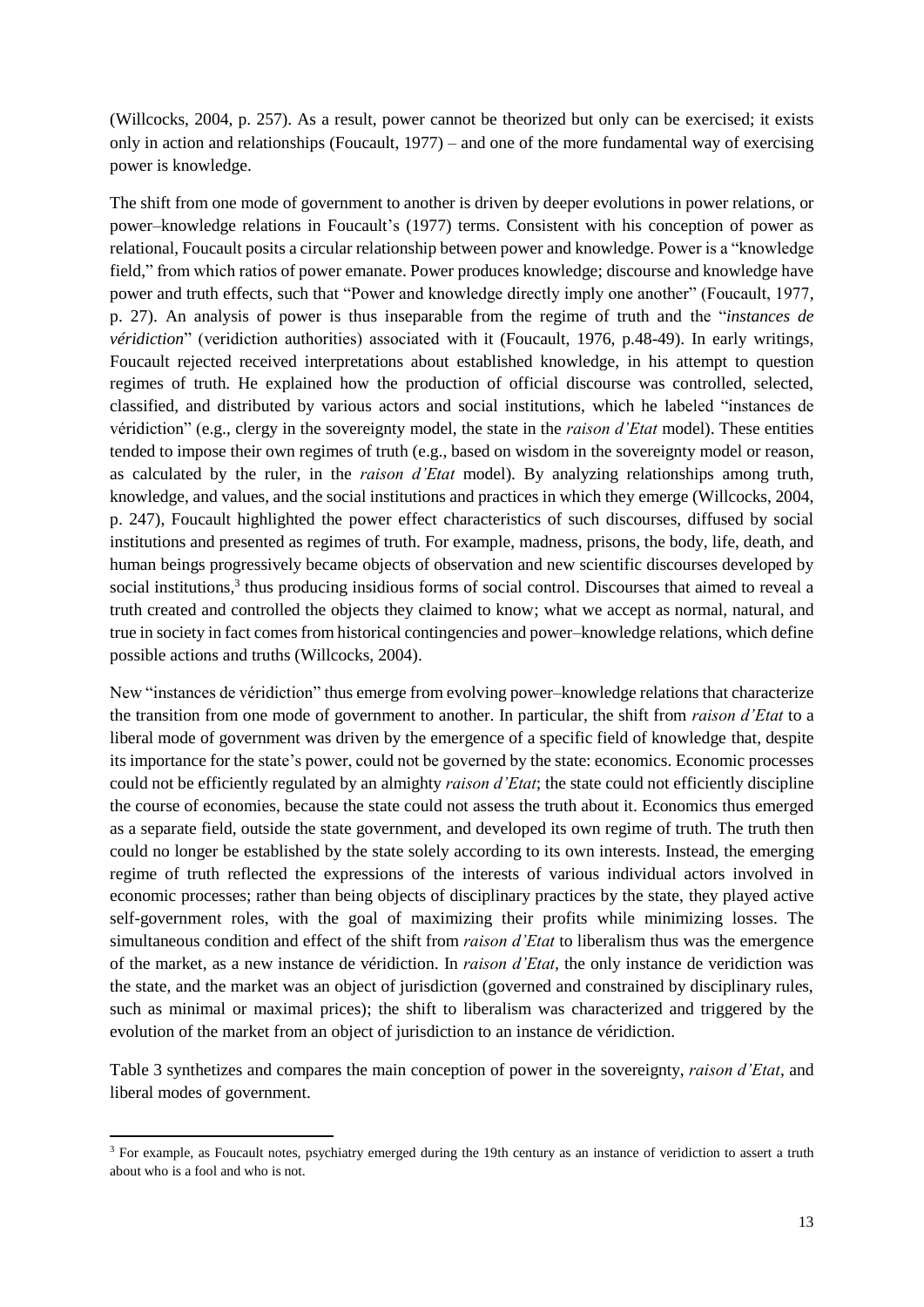(Willcocks, 2004, p. 257). As a result, power cannot be theorized but only can be exercised; it exists only in action and relationships (Foucault, 1977) – and one of the more fundamental way of exercising power is knowledge.

The shift from one mode of government to another is driven by deeper evolutions in power relations, or power–knowledge relations in Foucault's (1977) terms. Consistent with his conception of power as relational, Foucault posits a circular relationship between power and knowledge. Power is a "knowledge field," from which ratios of power emanate. Power produces knowledge; discourse and knowledge have power and truth effects, such that "Power and knowledge directly imply one another" (Foucault, 1977, p. 27). An analysis of power is thus inseparable from the regime of truth and the "*instances de véridiction*" (veridiction authorities) associated with it (Foucault, 1976, p.48-49). In early writings, Foucault rejected received interpretations about established knowledge, in his attempt to question regimes of truth. He explained how the production of official discourse was controlled, selected, classified, and distributed by various actors and social institutions, which he labeled "instances de véridiction" (e.g., clergy in the sovereignty model, the state in the *raison d'Etat* model). These entities tended to impose their own regimes of truth (e.g., based on wisdom in the sovereignty model or reason, as calculated by the ruler, in the *raison d'Etat* model). By analyzing relationships among truth, knowledge, and values, and the social institutions and practices in which they emerge (Willcocks, 2004, p. 247), Foucault highlighted the power effect characteristics of such discourses, diffused by social institutions and presented as regimes of truth. For example, madness, prisons, the body, life, death, and human beings progressively became objects of observation and new scientific discourses developed by social institutions,[3] thus producing insidious forms of social control. Discourses that aimed to reveal a truth created and controlled the objects they claimed to know; what we accept as normal, natural, and true in society in fact comes from historical contingencies and power–knowledge relations, which define possible actions and truths (Willcocks, 2004).

New "instances de véridiction" thus emerge from evolving power–knowledge relations that characterize the transition from one mode of government to another. In particular, the shift from *raison d'Etat* to a liberal mode of government was driven by the emergence of a specific field of knowledge that, despite its importance for the state's power, could not be governed by the state: economics. Economic processes could not be efficiently regulated by an almighty *raison d'Etat*; the state could not efficiently discipline the course of economies, because the state could not assess the truth about it. Economics thus emerged as a separate field, outside the state government, and developed its own regime of truth. The truth then could no longer be established by the state solely according to its own interests. Instead, the emerging regime of truth reflected the expressions of the interests of various individual actors involved in economic processes; rather than being objects of disciplinary practices by the state, they played active self-government roles, with the goal of maximizing their profits while minimizing losses. The simultaneous condition and effect of the shift from *raison d'Etat* to liberalism thus was the emergence of the market, as a new instance de véridiction. In *raison d'Etat,* the only instance de veridiction was the state, and the market was an object of jurisdiction (governed and constrained by disciplinary rules, such as minimal or maximal prices); the shift to liberalism was characterized and triggered by the evolution of the market from an object of jurisdiction to an instance de véridiction.

Table 3 synthetizes and compares the main conception of power in the sovereignty, *raison d'Etat*, and liberal modes of government.

---

[3] For example, as Foucault notes, psychiatry emerged during the 19th century as an instance of veridiction to assert a truth about who is a fool and who is not.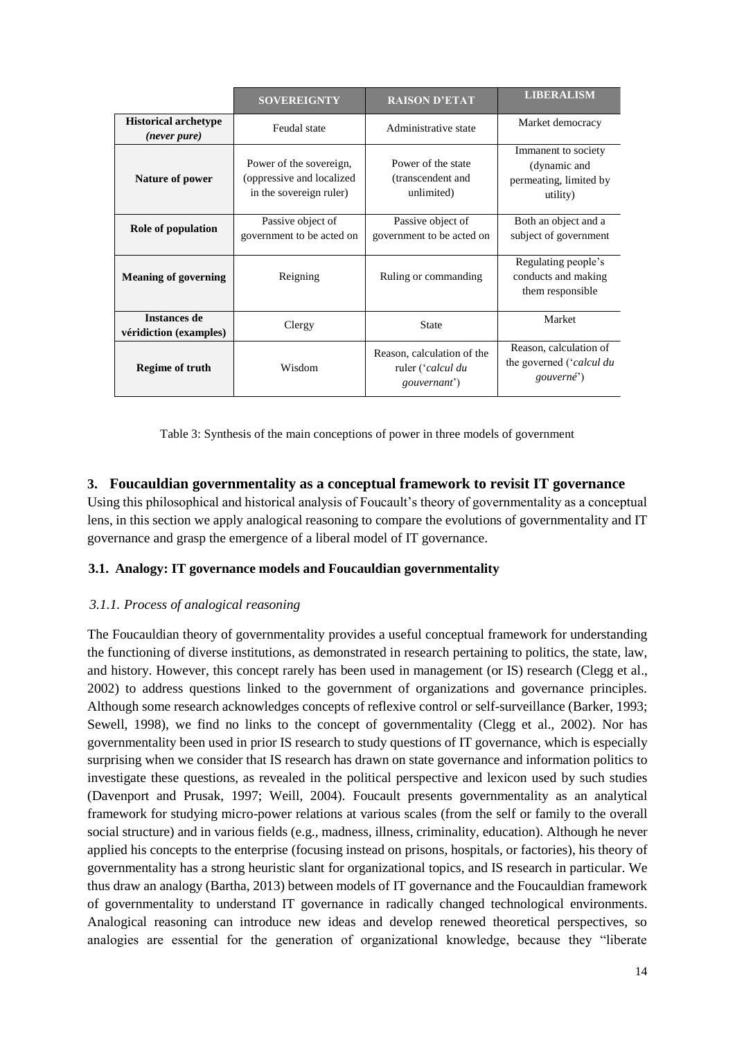| | **SOVEREIGNTY** | **RAISON D'ETAT** | **LIBERALISM** |
|---|---|---|---|
| **Historical archetype *(never pure)*** | Feudal state | Administrative state | Market democracy |
| **Nature of power** | Power of the sovereign, (oppressive and localized in the sovereign ruler) | Power of the state (transcendent and unlimited) | Immanent to society (dynamic and permeating, limited by utility) |
| **Role of population** | Passive object of government to be acted on | Passive object of government to be acted on | Both an object and a subject of government |
| **Meaning of governing** | Reigning | Ruling or commanding | Regulating people's conducts and making them responsible |
| **Instances de véridiction (examples)** | Clergy | State | Market |
| **Regime of truth** | Wisdom | Reason, calculation of the ruler ('*calcul du gouvernant*') | Reason, calculation of the governed ('*calcul du gouverné*') |

Table 3: Synthesis of the main conceptions of power in three models of government

## 3. Foucauldian governmentality as a conceptual framework to revisit IT governance

Using this philosophical and historical analysis of Foucault's theory of governmentality as a conceptual lens, in this section we apply analogical reasoning to compare the evolutions of governmentality and IT governance and grasp the emergence of a liberal model of IT governance.

### 3.1. Analogy: IT governance models and Foucauldian governmentality

#### *3.1.1. Process of analogical reasoning*

The Foucauldian theory of governmentality provides a useful conceptual framework for understanding the functioning of diverse institutions, as demonstrated in research pertaining to politics, the state, law, and history. However, this concept rarely has been used in management (or IS) research (Clegg et al., 2002) to address questions linked to the government of organizations and governance principles. Although some research acknowledges concepts of reflexive control or self-surveillance (Barker, 1993; Sewell, 1998), we find no links to the concept of governmentality (Clegg et al., 2002). Nor has governmentality been used in prior IS research to study questions of IT governance, which is especially surprising when we consider that IS research has drawn on state governance and information politics to investigate these questions, as revealed in the political perspective and lexicon used by such studies (Davenport and Prusak, 1997; Weill, 2004). Foucault presents governmentality as an analytical framework for studying micro-power relations at various scales (from the self or family to the overall social structure) and in various fields (e.g., madness, illness, criminality, education). Although he never applied his concepts to the enterprise (focusing instead on prisons, hospitals, or factories), his theory of governmentality has a strong heuristic slant for organizational topics, and IS research in particular. We thus draw an analogy (Bartha, 2013) between models of IT governance and the Foucauldian framework of governmentality to understand IT governance in radically changed technological environments. Analogical reasoning can introduce new ideas and develop renewed theoretical perspectives, so analogies are essential for the generation of organizational knowledge, because they "liberate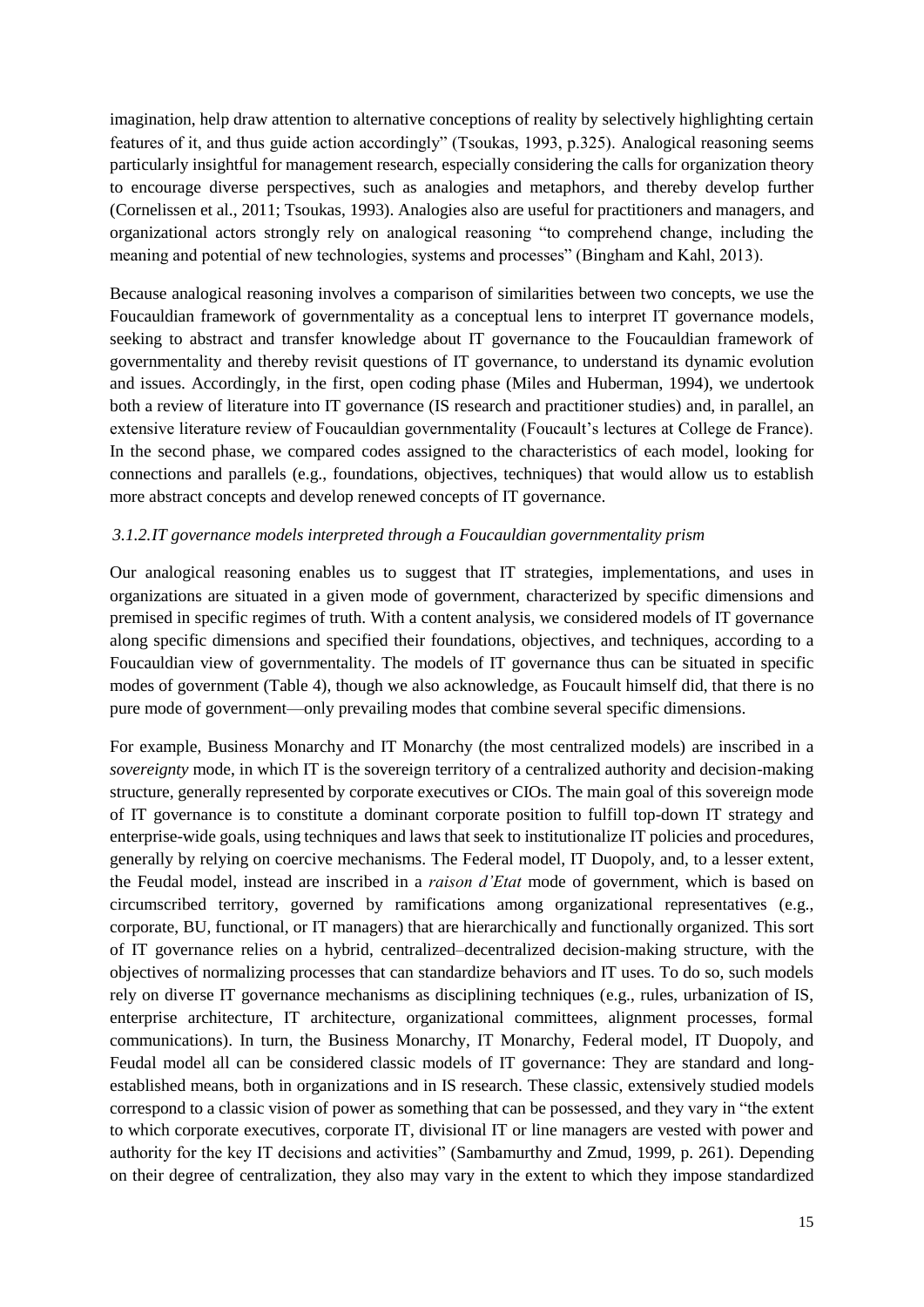imagination, help draw attention to alternative conceptions of reality by selectively highlighting certain features of it, and thus guide action accordingly" (Tsoukas, 1993, p.325). Analogical reasoning seems particularly insightful for management research, especially considering the calls for organization theory to encourage diverse perspectives, such as analogies and metaphors, and thereby develop further (Cornelissen et al., 2011; Tsoukas, 1993). Analogies also are useful for practitioners and managers, and organizational actors strongly rely on analogical reasoning "to comprehend change, including the meaning and potential of new technologies, systems and processes" (Bingham and Kahl, 2013).

Because analogical reasoning involves a comparison of similarities between two concepts, we use the Foucauldian framework of governmentality as a conceptual lens to interpret IT governance models, seeking to abstract and transfer knowledge about IT governance to the Foucauldian framework of governmentality and thereby revisit questions of IT governance, to understand its dynamic evolution and issues. Accordingly, in the first, open coding phase (Miles and Huberman, 1994), we undertook both a review of literature into IT governance (IS research and practitioner studies) and, in parallel, an extensive literature review of Foucauldian governmentality (Foucault's lectures at College de France). In the second phase, we compared codes assigned to the characteristics of each model, looking for connections and parallels (e.g., foundations, objectives, techniques) that would allow us to establish more abstract concepts and develop renewed concepts of IT governance.

### *3.1.2.IT governance models interpreted through a Foucauldian governmentality prism*

Our analogical reasoning enables us to suggest that IT strategies, implementations, and uses in organizations are situated in a given mode of government, characterized by specific dimensions and premised in specific regimes of truth. With a content analysis, we considered models of IT governance along specific dimensions and specified their foundations, objectives, and techniques, according to a Foucauldian view of governmentality. The models of IT governance thus can be situated in specific modes of government (Table 4), though we also acknowledge, as Foucault himself did, that there is no pure mode of government—only prevailing modes that combine several specific dimensions.

For example, Business Monarchy and IT Monarchy (the most centralized models) are inscribed in a *sovereignty* mode, in which IT is the sovereign territory of a centralized authority and decision-making structure, generally represented by corporate executives or CIOs. The main goal of this sovereign mode of IT governance is to constitute a dominant corporate position to fulfill top-down IT strategy and enterprise-wide goals, using techniques and laws that seek to institutionalize IT policies and procedures, generally by relying on coercive mechanisms. The Federal model, IT Duopoly, and, to a lesser extent, the Feudal model, instead are inscribed in a *raison d'Etat* mode of government, which is based on circumscribed territory, governed by ramifications among organizational representatives (e.g., corporate, BU, functional, or IT managers) that are hierarchically and functionally organized. This sort of IT governance relies on a hybrid, centralized–decentralized decision-making structure, with the objectives of normalizing processes that can standardize behaviors and IT uses. To do so, such models rely on diverse IT governance mechanisms as disciplining techniques (e.g., rules, urbanization of IS, enterprise architecture, IT architecture, organizational committees, alignment processes, formal communications). In turn, the Business Monarchy, IT Monarchy, Federal model, IT Duopoly, and Feudal model all can be considered classic models of IT governance: They are standard and long-established means, both in organizations and in IS research. These classic, extensively studied models correspond to a classic vision of power as something that can be possessed, and they vary in "the extent to which corporate executives, corporate IT, divisional IT or line managers are vested with power and authority for the key IT decisions and activities" (Sambamurthy and Zmud, 1999, p. 261). Depending on their degree of centralization, they also may vary in the extent to which they impose standardized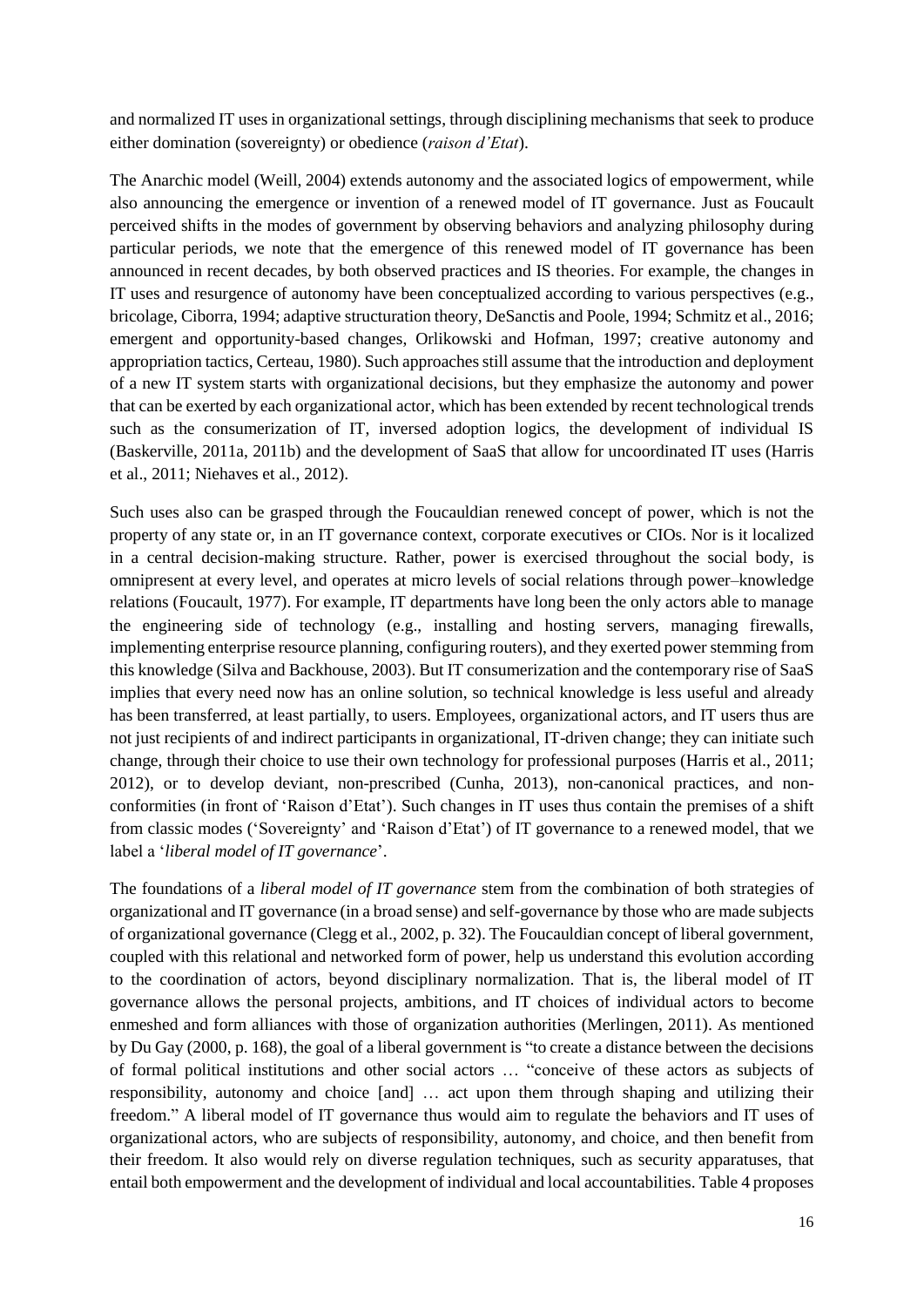and normalized IT uses in organizational settings, through disciplining mechanisms that seek to produce either domination (sovereignty) or obedience (*raison d'Etat*).

The Anarchic model (Weill, 2004) extends autonomy and the associated logics of empowerment, while also announcing the emergence or invention of a renewed model of IT governance. Just as Foucault perceived shifts in the modes of government by observing behaviors and analyzing philosophy during particular periods, we note that the emergence of this renewed model of IT governance has been announced in recent decades, by both observed practices and IS theories. For example, the changes in IT uses and resurgence of autonomy have been conceptualized according to various perspectives (e.g., bricolage, Ciborra, 1994; adaptive structuration theory, DeSanctis and Poole, 1994; Schmitz et al., 2016; emergent and opportunity-based changes, Orlikowski and Hofman, 1997; creative autonomy and appropriation tactics, Certeau, 1980). Such approaches still assume that the introduction and deployment of a new IT system starts with organizational decisions, but they emphasize the autonomy and power that can be exerted by each organizational actor, which has been extended by recent technological trends such as the consumerization of IT, inversed adoption logics, the development of individual IS (Baskerville, 2011a, 2011b) and the development of SaaS that allow for uncoordinated IT uses (Harris et al., 2011; Niehaves et al., 2012).

Such uses also can be grasped through the Foucauldian renewed concept of power, which is not the property of any state or, in an IT governance context, corporate executives or CIOs. Nor is it localized in a central decision-making structure. Rather, power is exercised throughout the social body, is omnipresent at every level, and operates at micro levels of social relations through power–knowledge relations (Foucault, 1977). For example, IT departments have long been the only actors able to manage the engineering side of technology (e.g., installing and hosting servers, managing firewalls, implementing enterprise resource planning, configuring routers), and they exerted power stemming from this knowledge (Silva and Backhouse, 2003). But IT consumerization and the contemporary rise of SaaS implies that every need now has an online solution, so technical knowledge is less useful and already has been transferred, at least partially, to users. Employees, organizational actors, and IT users thus are not just recipients of and indirect participants in organizational, IT-driven change; they can initiate such change, through their choice to use their own technology for professional purposes (Harris et al., 2011; 2012), or to develop deviant, non-prescribed (Cunha, 2013), non-canonical practices, and non-conformities (in front of 'Raison d'Etat'). Such changes in IT uses thus contain the premises of a shift from classic modes ('Sovereignty' and 'Raison d'Etat') of IT governance to a renewed model, that we label a '*liberal model of IT governance*'.

The foundations of a *liberal model of IT governance* stem from the combination of both strategies of organizational and IT governance (in a broad sense) and self-governance by those who are made subjects of organizational governance (Clegg et al., 2002, p. 32). The Foucauldian concept of liberal government, coupled with this relational and networked form of power, help us understand this evolution according to the coordination of actors, beyond disciplinary normalization. That is, the liberal model of IT governance allows the personal projects, ambitions, and IT choices of individual actors to become enmeshed and form alliances with those of organization authorities (Merlingen, 2011). As mentioned by Du Gay (2000, p. 168), the goal of a liberal government is "to create a distance between the decisions of formal political institutions and other social actors … "conceive of these actors as subjects of responsibility, autonomy and choice [and] … act upon them through shaping and utilizing their freedom." A liberal model of IT governance thus would aim to regulate the behaviors and IT uses of organizational actors, who are subjects of responsibility, autonomy, and choice, and then benefit from their freedom. It also would rely on diverse regulation techniques, such as security apparatuses, that entail both empowerment and the development of individual and local accountabilities. Table 4 proposes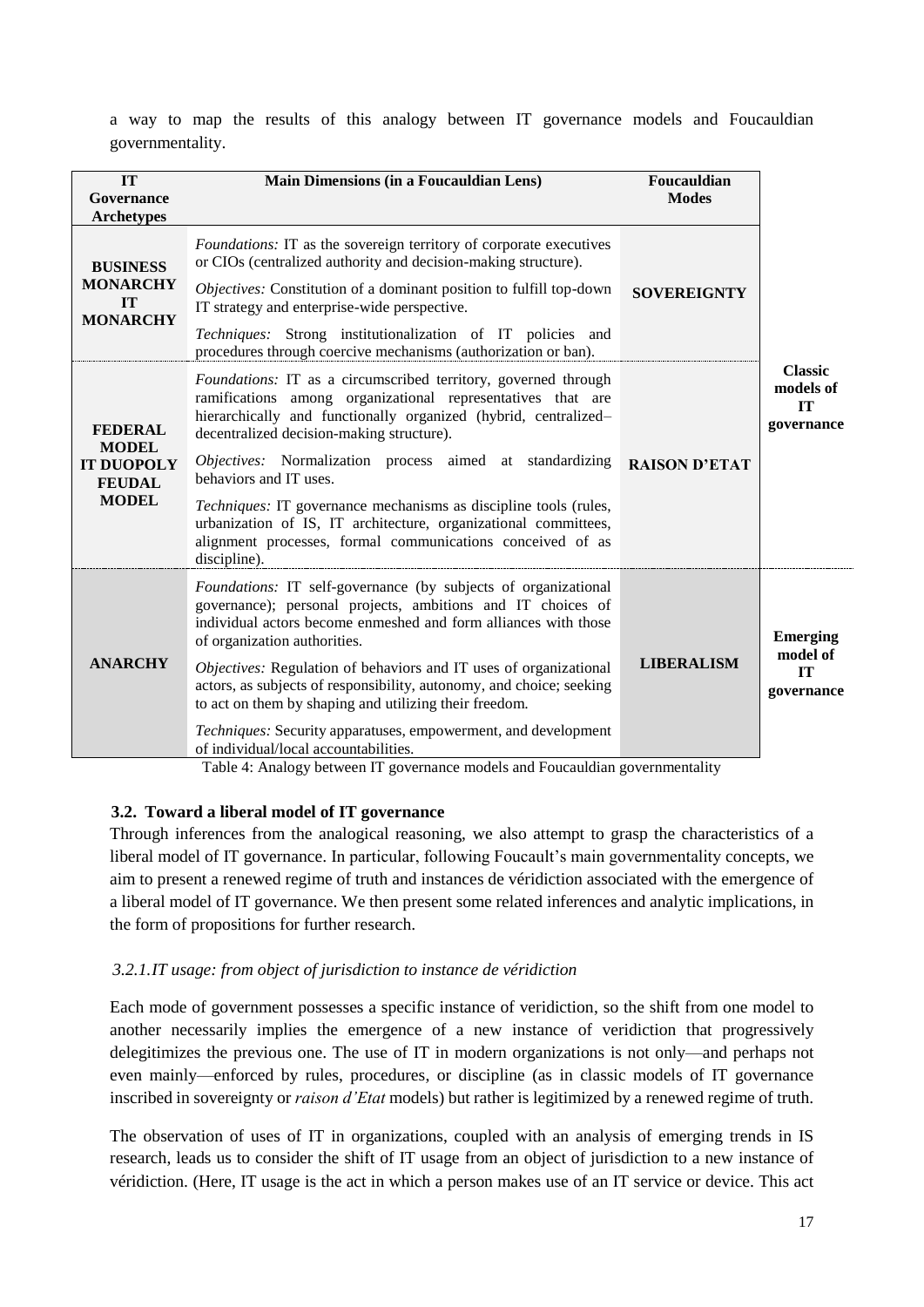a way to map the results of this analogy between IT governance models and Foucauldian governmentality.

| IT Governance Archetypes | Main Dimensions (in a Foucauldian Lens) | Foucauldian Modes | |
|---|---|---|---|
| **BUSINESS MONARCHY IT MONARCHY** | *Foundations:* IT as the sovereign territory of corporate executives or CIOs (centralized authority and decision-making structure).<br>*Objectives:* Constitution of a dominant position to fulfill top-down IT strategy and enterprise-wide perspective.<br>*Techniques:* Strong institutionalization of IT policies and procedures through coercive mechanisms (authorization or ban). | **SOVEREIGNTY** | **Classic models of IT governance** |
| **FEDERAL MODEL IT DUOPOLY FEUDAL MODEL** | *Foundations:* IT as a circumscribed territory, governed through ramifications among organizational representatives that are hierarchically and functionally organized (hybrid, centralized–decentralized decision-making structure).<br>*Objectives:* Normalization process aimed at standardizing behaviors and IT uses.<br>*Techniques:* IT governance mechanisms as discipline tools (rules, urbanization of IS, IT architecture, organizational committees, alignment processes, formal communications conceived of as discipline). | **RAISON D'ETAT** | |
| **ANARCHY** | *Foundations:* IT self-governance (by subjects of organizational governance); personal projects, ambitions and IT choices of individual actors become enmeshed and form alliances with those of organization authorities.<br>*Objectives:* Regulation of behaviors and IT uses of organizational actors, as subjects of responsibility, autonomy, and choice; seeking to act on them by shaping and utilizing their freedom.<br>*Techniques:* Security apparatuses, empowerment, and development of individual/local accountabilities. | **LIBERALISM** | **Emerging model of IT governance** |

Table 4: Analogy between IT governance models and Foucauldian governmentality

### 3.2. Toward a liberal model of IT governance

Through inferences from the analogical reasoning, we also attempt to grasp the characteristics of a liberal model of IT governance. In particular, following Foucault's main governmentality concepts, we aim to present a renewed regime of truth and instances de véridiction associated with the emergence of a liberal model of IT governance. We then present some related inferences and analytic implications, in the form of propositions for further research.

#### *3.2.1. IT usage: from object of jurisdiction to instance de véridiction*

Each mode of government possesses a specific instance of veridiction, so the shift from one model to another necessarily implies the emergence of a new instance of veridiction that progressively delegitimizes the previous one. The use of IT in modern organizations is not only—and perhaps not even mainly—enforced by rules, procedures, or discipline (as in classic models of IT governance inscribed in sovereignty or *raison d'Etat* models) but rather is legitimized by a renewed regime of truth.

The observation of uses of IT in organizations, coupled with an analysis of emerging trends in IS research, leads us to consider the shift of IT usage from an object of jurisdiction to a new instance of véridiction. (Here, IT usage is the act in which a person makes use of an IT service or device. This act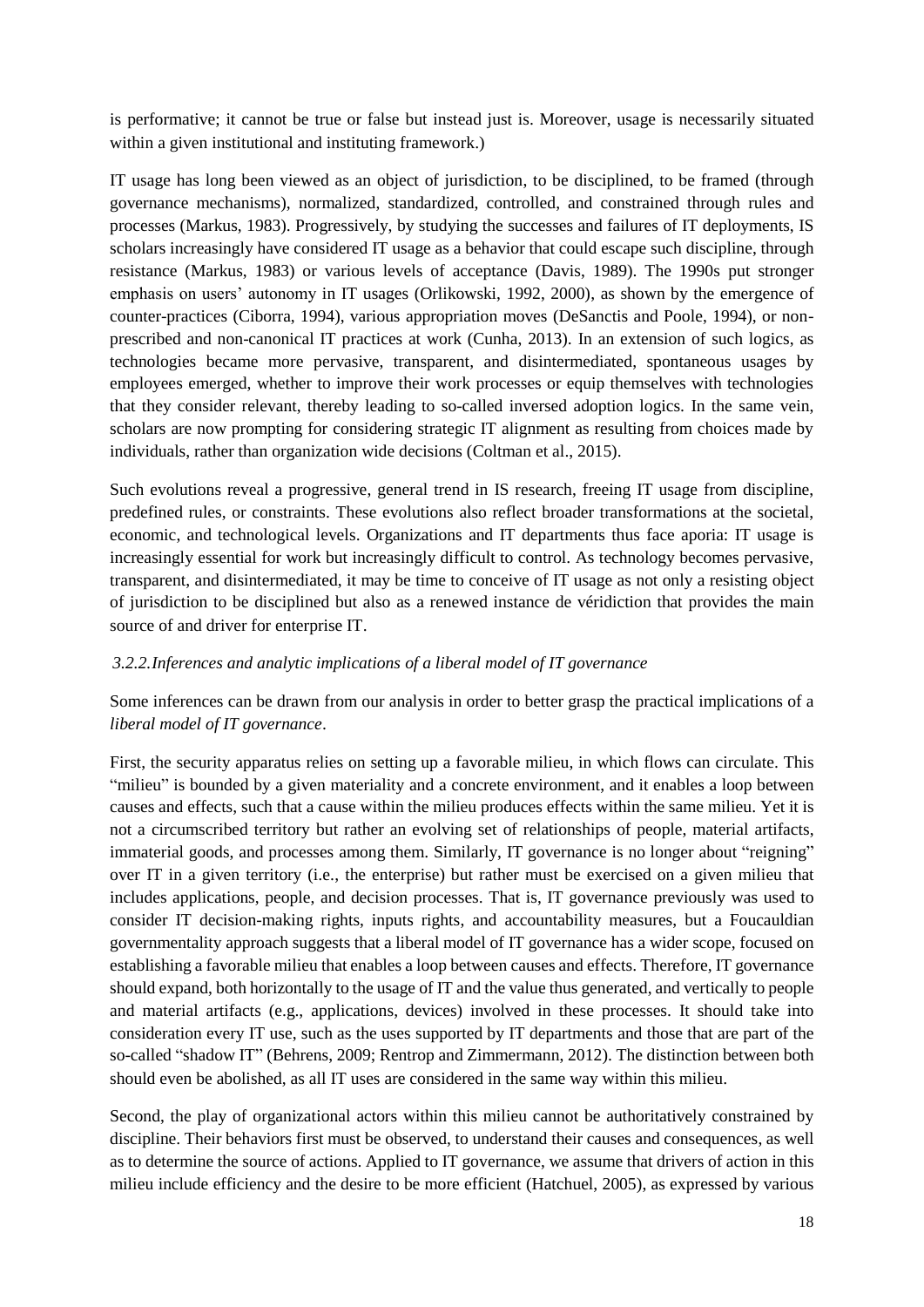is performative; it cannot be true or false but instead just is. Moreover, usage is necessarily situated within a given institutional and instituting framework.)

IT usage has long been viewed as an object of jurisdiction, to be disciplined, to be framed (through governance mechanisms), normalized, standardized, controlled, and constrained through rules and processes (Markus, 1983). Progressively, by studying the successes and failures of IT deployments, IS scholars increasingly have considered IT usage as a behavior that could escape such discipline, through resistance (Markus, 1983) or various levels of acceptance (Davis, 1989). The 1990s put stronger emphasis on users' autonomy in IT usages (Orlikowski, 1992, 2000), as shown by the emergence of counter-practices (Ciborra, 1994), various appropriation moves (DeSanctis and Poole, 1994), or non-prescribed and non-canonical IT practices at work (Cunha, 2013). In an extension of such logics, as technologies became more pervasive, transparent, and disintermediated, spontaneous usages by employees emerged, whether to improve their work processes or equip themselves with technologies that they consider relevant, thereby leading to so-called inversed adoption logics. In the same vein, scholars are now prompting for considering strategic IT alignment as resulting from choices made by individuals, rather than organization wide decisions (Coltman et al., 2015).

Such evolutions reveal a progressive, general trend in IS research, freeing IT usage from discipline, predefined rules, or constraints. These evolutions also reflect broader transformations at the societal, economic, and technological levels. Organizations and IT departments thus face aporia: IT usage is increasingly essential for work but increasingly difficult to control. As technology becomes pervasive, transparent, and disintermediated, it may be time to conceive of IT usage as not only a resisting object of jurisdiction to be disciplined but also as a renewed instance de véridiction that provides the main source of and driver for enterprise IT.

### *3.2.2. Inferences and analytic implications of a liberal model of IT governance*

Some inferences can be drawn from our analysis in order to better grasp the practical implications of a *liberal model of IT governance*.

First, the security apparatus relies on setting up a favorable milieu, in which flows can circulate. This "milieu" is bounded by a given materiality and a concrete environment, and it enables a loop between causes and effects, such that a cause within the milieu produces effects within the same milieu. Yet it is not a circumscribed territory but rather an evolving set of relationships of people, material artifacts, immaterial goods, and processes among them. Similarly, IT governance is no longer about "reigning" over IT in a given territory (i.e., the enterprise) but rather must be exercised on a given milieu that includes applications, people, and decision processes. That is, IT governance previously was used to consider IT decision-making rights, inputs rights, and accountability measures, but a Foucauldian governmentality approach suggests that a liberal model of IT governance has a wider scope, focused on establishing a favorable milieu that enables a loop between causes and effects. Therefore, IT governance should expand, both horizontally to the usage of IT and the value thus generated, and vertically to people and material artifacts (e.g., applications, devices) involved in these processes. It should take into consideration every IT use, such as the uses supported by IT departments and those that are part of the so-called "shadow IT" (Behrens, 2009; Rentrop and Zimmermann, 2012). The distinction between both should even be abolished, as all IT uses are considered in the same way within this milieu.

Second, the play of organizational actors within this milieu cannot be authoritatively constrained by discipline. Their behaviors first must be observed, to understand their causes and consequences, as well as to determine the source of actions. Applied to IT governance, we assume that drivers of action in this milieu include efficiency and the desire to be more efficient (Hatchuel, 2005), as expressed by various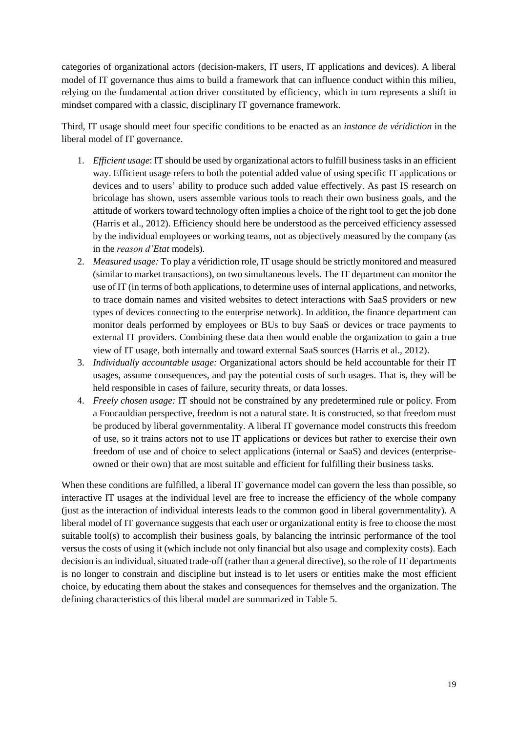categories of organizational actors (decision-makers, IT users, IT applications and devices). A liberal model of IT governance thus aims to build a framework that can influence conduct within this milieu, relying on the fundamental action driver constituted by efficiency, which in turn represents a shift in mindset compared with a classic, disciplinary IT governance framework.

Third, IT usage should meet four specific conditions to be enacted as an *instance de véridiction* in the liberal model of IT governance.

1. *Efficient usage*: IT should be used by organizational actors to fulfill business tasks in an efficient way. Efficient usage refers to both the potential added value of using specific IT applications or devices and to users' ability to produce such added value effectively. As past IS research on bricolage has shown, users assemble various tools to reach their own business goals, and the attitude of workers toward technology often implies a choice of the right tool to get the job done (Harris et al., 2012). Efficiency should here be understood as the perceived efficiency assessed by the individual employees or working teams, not as objectively measured by the company (as in the *reason d'Etat* models).
2. *Measured usage:* To play a véridiction role, IT usage should be strictly monitored and measured (similar to market transactions), on two simultaneous levels. The IT department can monitor the use of IT (in terms of both applications, to determine uses of internal applications, and networks, to trace domain names and visited websites to detect interactions with SaaS providers or new types of devices connecting to the enterprise network). In addition, the finance department can monitor deals performed by employees or BUs to buy SaaS or devices or trace payments to external IT providers. Combining these data then would enable the organization to gain a true view of IT usage, both internally and toward external SaaS sources (Harris et al., 2012).
3. *Individually accountable usage:* Organizational actors should be held accountable for their IT usages, assume consequences, and pay the potential costs of such usages. That is, they will be held responsible in cases of failure, security threats, or data losses.
4. *Freely chosen usage:* IT should not be constrained by any predetermined rule or policy. From a Foucauldian perspective, freedom is not a natural state. It is constructed, so that freedom must be produced by liberal governmentality. A liberal IT governance model constructs this freedom of use, so it trains actors not to use IT applications or devices but rather to exercise their own freedom of use and of choice to select applications (internal or SaaS) and devices (enterprise-owned or their own) that are most suitable and efficient for fulfilling their business tasks.

When these conditions are fulfilled, a liberal IT governance model can govern the less than possible, so interactive IT usages at the individual level are free to increase the efficiency of the whole company (just as the interaction of individual interests leads to the common good in liberal governmentality). A liberal model of IT governance suggests that each user or organizational entity is free to choose the most suitable tool(s) to accomplish their business goals, by balancing the intrinsic performance of the tool versus the costs of using it (which include not only financial but also usage and complexity costs). Each decision is an individual, situated trade-off (rather than a general directive), so the role of IT departments is no longer to constrain and discipline but instead is to let users or entities make the most efficient choice, by educating them about the stakes and consequences for themselves and the organization. The defining characteristics of this liberal model are summarized in Table 5.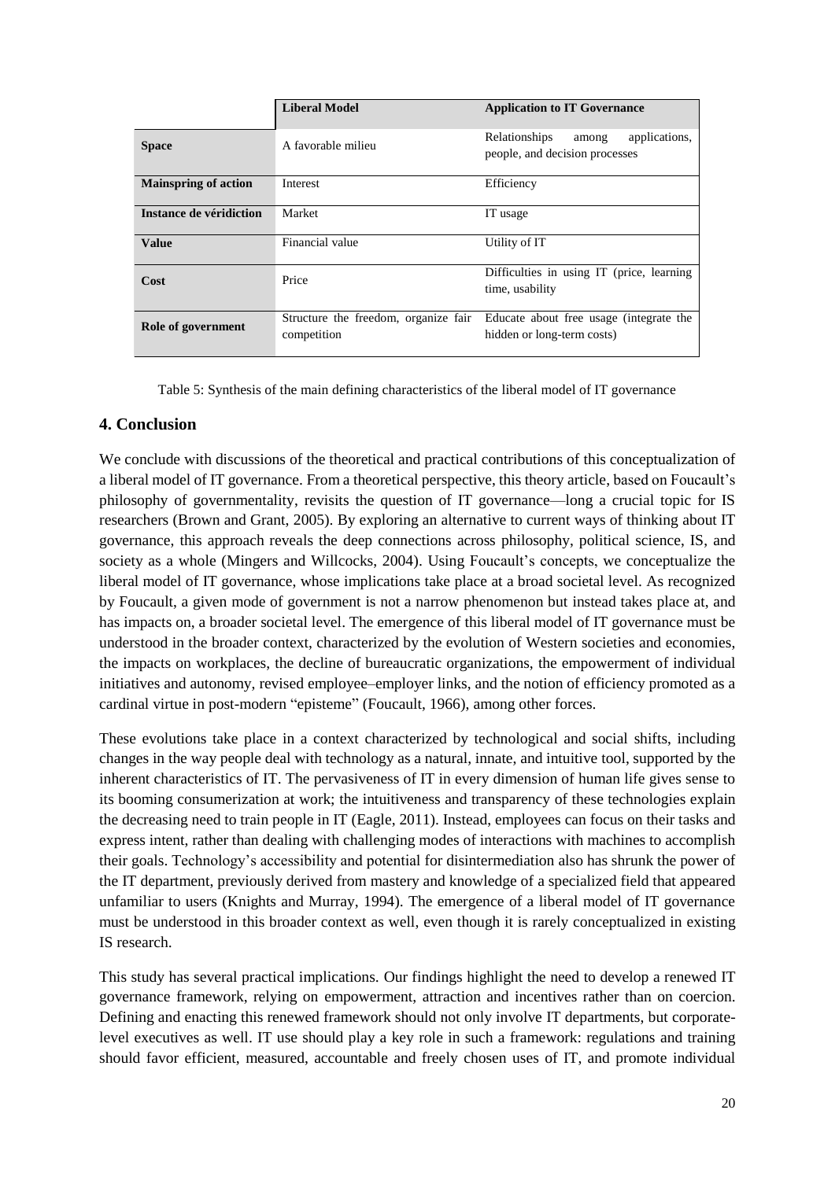| | Liberal Model | Application to IT Governance |
|---|---|---|
| **Space** | A favorable milieu | Relationships among applications, people, and decision processes |
| **Mainspring of action** | Interest | Efficiency |
| **Instance de véridiction** | Market | IT usage |
| **Value** | Financial value | Utility of IT |
| **Cost** | Price | Difficulties in using IT (price, learning time, usability |
| **Role of government** | Structure the freedom, organize fair competition | Educate about free usage (integrate the hidden or long-term costs) |

Table 5: Synthesis of the main defining characteristics of the liberal model of IT governance

## 4. Conclusion

We conclude with discussions of the theoretical and practical contributions of this conceptualization of a liberal model of IT governance. From a theoretical perspective, this theory article, based on Foucault's philosophy of governmentality, revisits the question of IT governance—long a crucial topic for IS researchers (Brown and Grant, 2005). By exploring an alternative to current ways of thinking about IT governance, this approach reveals the deep connections across philosophy, political science, IS, and society as a whole (Mingers and Willcocks, 2004). Using Foucault's concepts, we conceptualize the liberal model of IT governance, whose implications take place at a broad societal level. As recognized by Foucault, a given mode of government is not a narrow phenomenon but instead takes place at, and has impacts on, a broader societal level. The emergence of this liberal model of IT governance must be understood in the broader context, characterized by the evolution of Western societies and economies, the impacts on workplaces, the decline of bureaucratic organizations, the empowerment of individual initiatives and autonomy, revised employee–employer links, and the notion of efficiency promoted as a cardinal virtue in post-modern "episteme" (Foucault, 1966), among other forces.

These evolutions take place in a context characterized by technological and social shifts, including changes in the way people deal with technology as a natural, innate, and intuitive tool, supported by the inherent characteristics of IT. The pervasiveness of IT in every dimension of human life gives sense to its booming consumerization at work; the intuitiveness and transparency of these technologies explain the decreasing need to train people in IT (Eagle, 2011). Instead, employees can focus on their tasks and express intent, rather than dealing with challenging modes of interactions with machines to accomplish their goals. Technology's accessibility and potential for disintermediation also has shrunk the power of the IT department, previously derived from mastery and knowledge of a specialized field that appeared unfamiliar to users (Knights and Murray, 1994). The emergence of a liberal model of IT governance must be understood in this broader context as well, even though it is rarely conceptualized in existing IS research.

This study has several practical implications. Our findings highlight the need to develop a renewed IT governance framework, relying on empowerment, attraction and incentives rather than on coercion. Defining and enacting this renewed framework should not only involve IT departments, but corporate-level executives as well. IT use should play a key role in such a framework: regulations and training should favor efficient, measured, accountable and freely chosen uses of IT, and promote individual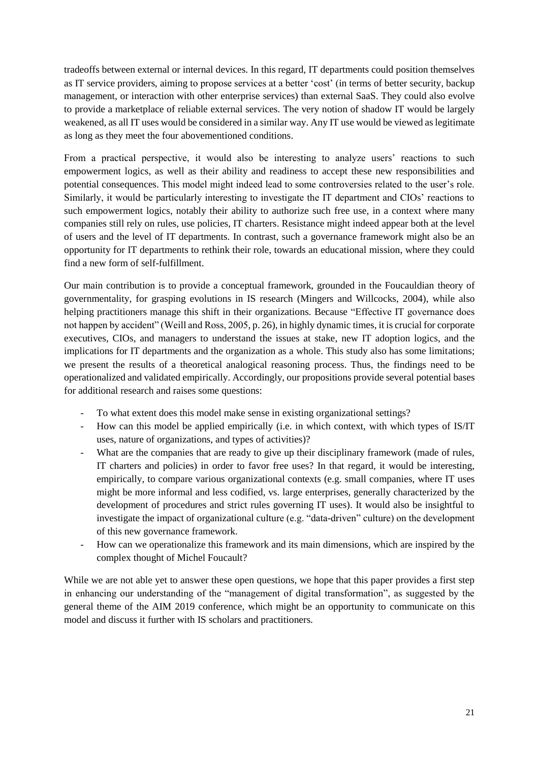tradeoffs between external or internal devices. In this regard, IT departments could position themselves as IT service providers, aiming to propose services at a better 'cost' (in terms of better security, backup management, or interaction with other enterprise services) than external SaaS. They could also evolve to provide a marketplace of reliable external services. The very notion of shadow IT would be largely weakened, as all IT uses would be considered in a similar way. Any IT use would be viewed as legitimate as long as they meet the four abovementioned conditions.

From a practical perspective, it would also be interesting to analyze users' reactions to such empowerment logics, as well as their ability and readiness to accept these new responsibilities and potential consequences. This model might indeed lead to some controversies related to the user's role. Similarly, it would be particularly interesting to investigate the IT department and CIOs' reactions to such empowerment logics, notably their ability to authorize such free use, in a context where many companies still rely on rules, use policies, IT charters. Resistance might indeed appear both at the level of users and the level of IT departments. In contrast, such a governance framework might also be an opportunity for IT departments to rethink their role, towards an educational mission, where they could find a new form of self-fulfillment.

Our main contribution is to provide a conceptual framework, grounded in the Foucauldian theory of governmentality, for grasping evolutions in IS research (Mingers and Willcocks, 2004), while also helping practitioners manage this shift in their organizations. Because "Effective IT governance does not happen by accident" (Weill and Ross, 2005, p. 26), in highly dynamic times, it is crucial for corporate executives, CIOs, and managers to understand the issues at stake, new IT adoption logics, and the implications for IT departments and the organization as a whole. This study also has some limitations; we present the results of a theoretical analogical reasoning process. Thus, the findings need to be operationalized and validated empirically. Accordingly, our propositions provide several potential bases for additional research and raises some questions:

- To what extent does this model make sense in existing organizational settings?
- How can this model be applied empirically (i.e. in which context, with which types of IS/IT uses, nature of organizations, and types of activities)?
- What are the companies that are ready to give up their disciplinary framework (made of rules, IT charters and policies) in order to favor free uses? In that regard, it would be interesting, empirically, to compare various organizational contexts (e.g. small companies, where IT uses might be more informal and less codified, vs. large enterprises, generally characterized by the development of procedures and strict rules governing IT uses). It would also be insightful to investigate the impact of organizational culture (e.g. "data-driven" culture) on the development of this new governance framework.
- How can we operationalize this framework and its main dimensions, which are inspired by the complex thought of Michel Foucault?

While we are not able yet to answer these open questions, we hope that this paper provides a first step in enhancing our understanding of the "management of digital transformation", as suggested by the general theme of the AIM 2019 conference, which might be an opportunity to communicate on this model and discuss it further with IS scholars and practitioners.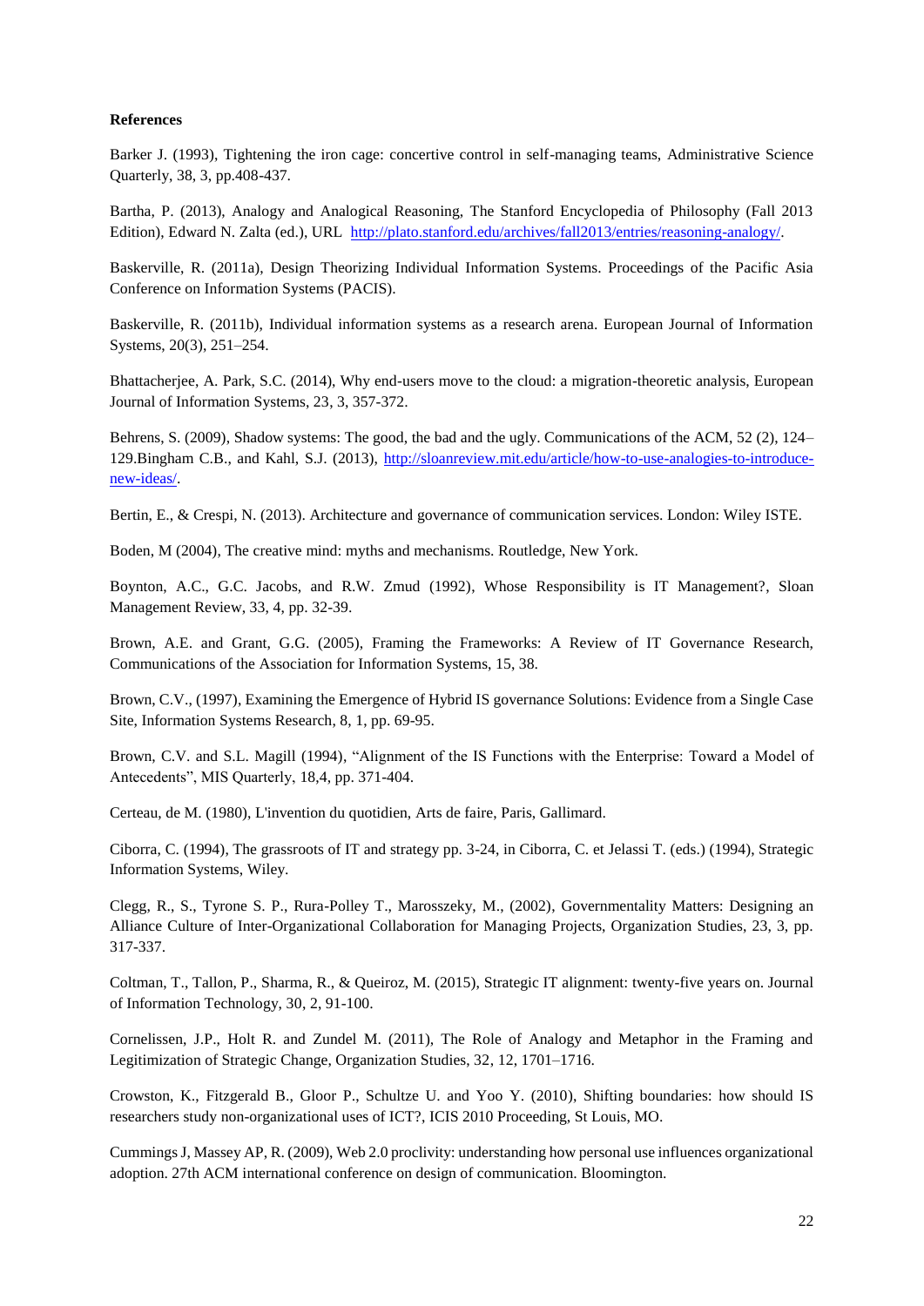**References**

Barker J. (1993), Tightening the iron cage: concertive control in self-managing teams, Administrative Science Quarterly, 38, 3, pp.408-437.

Bartha, P. (2013), Analogy and Analogical Reasoning, The Stanford Encyclopedia of Philosophy (Fall 2013 Edition), Edward N. Zalta (ed.), URL http://plato.stanford.edu/archives/fall2013/entries/reasoning-analogy/.

Baskerville, R. (2011a), Design Theorizing Individual Information Systems. Proceedings of the Pacific Asia Conference on Information Systems (PACIS).

Baskerville, R. (2011b), Individual information systems as a research arena. European Journal of Information Systems, 20(3), 251–254.

Bhattacherjee, A. Park, S.C. (2014), Why end-users move to the cloud: a migration-theoretic analysis, European Journal of Information Systems, 23, 3, 357-372.

Behrens, S. (2009), Shadow systems: The good, the bad and the ugly. Communications of the ACM, 52 (2), 124–129.Bingham C.B., and Kahl, S.J. (2013), http://sloanreview.mit.edu/article/how-to-use-analogies-to-introduce-new-ideas/.

Bertin, E., & Crespi, N. (2013). Architecture and governance of communication services. London: Wiley ISTE.

Boden, M (2004), The creative mind: myths and mechanisms. Routledge, New York.

Boynton, A.C., G.C. Jacobs, and R.W. Zmud (1992), Whose Responsibility is IT Management?, Sloan Management Review, 33, 4, pp. 32-39.

Brown, A.E. and Grant, G.G. (2005), Framing the Frameworks: A Review of IT Governance Research, Communications of the Association for Information Systems, 15, 38.

Brown, C.V., (1997), Examining the Emergence of Hybrid IS governance Solutions: Evidence from a Single Case Site, Information Systems Research, 8, 1, pp. 69-95.

Brown, C.V. and S.L. Magill (1994), "Alignment of the IS Functions with the Enterprise: Toward a Model of Antecedents", MIS Quarterly, 18,4, pp. 371-404.

Certeau, de M. (1980), L'invention du quotidien, Arts de faire, Paris, Gallimard.

Ciborra, C. (1994), The grassroots of IT and strategy pp. 3-24, in Ciborra, C. et Jelassi T. (eds.) (1994), Strategic Information Systems, Wiley.

Clegg, R., S., Tyrone S. P., Rura-Polley T., Marosszeky, M., (2002), Governmentality Matters: Designing an Alliance Culture of Inter-Organizational Collaboration for Managing Projects, Organization Studies, 23, 3, pp. 317-337.

Coltman, T., Tallon, P., Sharma, R., & Queiroz, M. (2015), Strategic IT alignment: twenty-five years on. Journal of Information Technology, 30, 2, 91-100.

Cornelissen, J.P., Holt R. and Zundel M. (2011), The Role of Analogy and Metaphor in the Framing and Legitimization of Strategic Change, Organization Studies, 32, 12, 1701–1716.

Crowston, K., Fitzgerald B., Gloor P., Schultze U. and Yoo Y. (2010), Shifting boundaries: how should IS researchers study non-organizational uses of ICT?, ICIS 2010 Proceeding, St Louis, MO.

Cummings J, Massey AP, R. (2009), Web 2.0 proclivity: understanding how personal use influences organizational adoption. 27th ACM international conference on design of communication. Bloomington.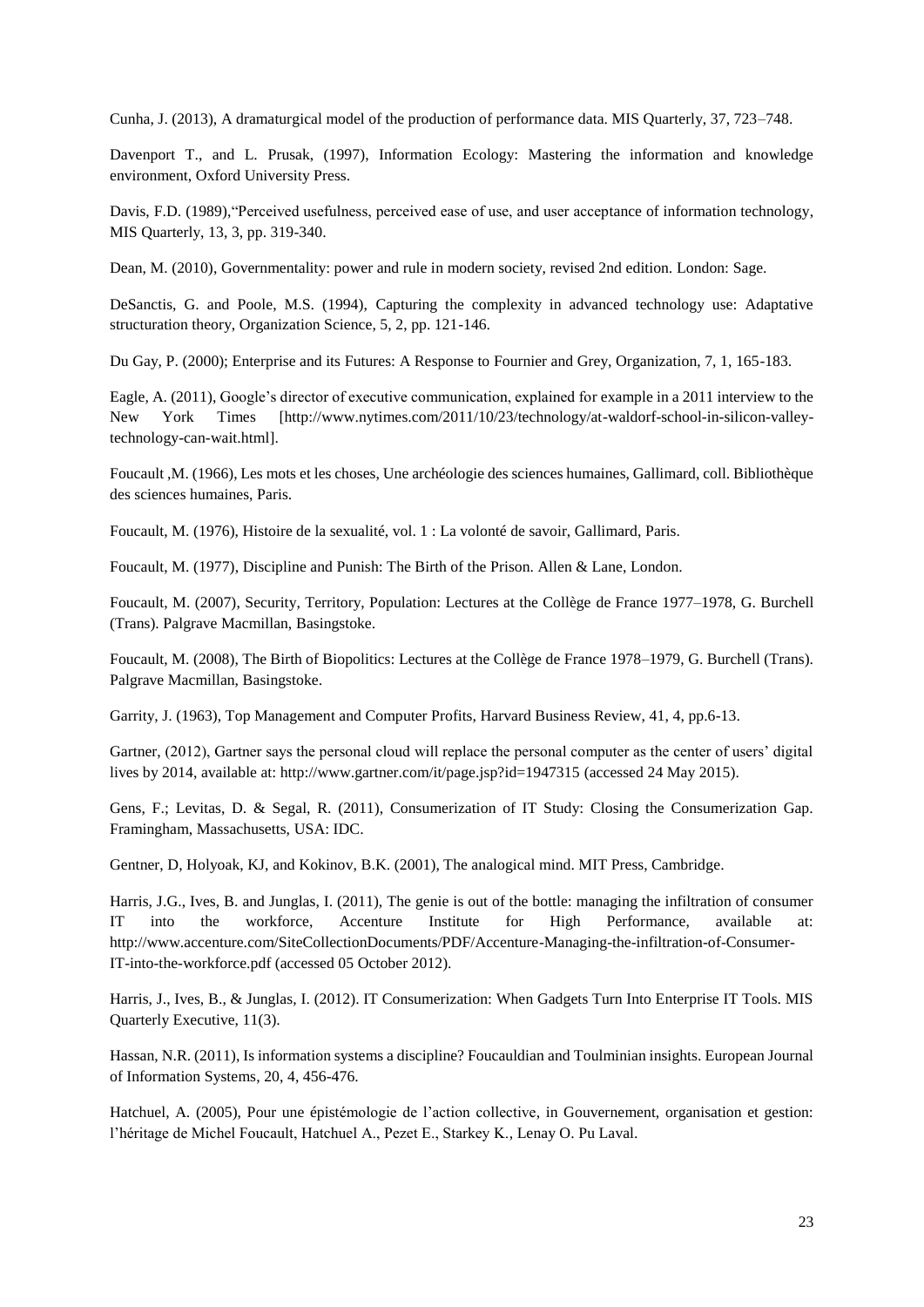Cunha, J. (2013), A dramaturgical model of the production of performance data. MIS Quarterly, 37, 723–748.

Davenport T., and L. Prusak, (1997), Information Ecology: Mastering the information and knowledge environment, Oxford University Press.

Davis, F.D. (1989),"Perceived usefulness, perceived ease of use, and user acceptance of information technology, MIS Quarterly, 13, 3, pp. 319-340.

Dean, M. (2010), Governmentality: power and rule in modern society, revised 2nd edition. London: Sage.

DeSanctis, G. and Poole, M.S. (1994), Capturing the complexity in advanced technology use: Adaptative structuration theory, Organization Science, 5, 2, pp. 121-146.

Du Gay, P. (2000); Enterprise and its Futures: A Response to Fournier and Grey, Organization, 7, 1, 165-183.

Eagle, A. (2011), Google's director of executive communication, explained for example in a 2011 interview to the New York Times [http://www.nytimes.com/2011/10/23/technology/at-waldorf-school-in-silicon-valley-technology-can-wait.html].

Foucault ,M. (1966), Les mots et les choses, Une archéologie des sciences humaines, Gallimard, coll. Bibliothèque des sciences humaines, Paris.

Foucault, M. (1976), Histoire de la sexualité, vol. 1 : La volonté de savoir, Gallimard, Paris.

Foucault, M. (1977), Discipline and Punish: The Birth of the Prison. Allen & Lane, London.

Foucault, M. (2007), Security, Territory, Population: Lectures at the Collège de France 1977–1978, G. Burchell (Trans). Palgrave Macmillan, Basingstoke.

Foucault, M. (2008), The Birth of Biopolitics: Lectures at the Collège de France 1978–1979, G. Burchell (Trans). Palgrave Macmillan, Basingstoke.

Garrity, J. (1963), Top Management and Computer Profits, Harvard Business Review, 41, 4, pp.6-13.

Gartner, (2012), Gartner says the personal cloud will replace the personal computer as the center of users' digital lives by 2014, available at: http://www.gartner.com/it/page.jsp?id=1947315 (accessed 24 May 2015).

Gens, F.; Levitas, D. & Segal, R. (2011), Consumerization of IT Study: Closing the Consumerization Gap. Framingham, Massachusetts, USA: IDC.

Gentner, D, Holyoak, KJ, and Kokinov, B.K. (2001), The analogical mind. MIT Press, Cambridge.

Harris, J.G., Ives, B. and Junglas, I. (2011), The genie is out of the bottle: managing the infiltration of consumer IT into the workforce, Accenture Institute for High Performance, available at: http://www.accenture.com/SiteCollectionDocuments/PDF/Accenture-Managing-the-infiltration-of-Consumer-IT-into-the-workforce.pdf (accessed 05 October 2012).

Harris, J., Ives, B., & Junglas, I. (2012). IT Consumerization: When Gadgets Turn Into Enterprise IT Tools. MIS Quarterly Executive, 11(3).

Hassan, N.R. (2011), Is information systems a discipline? Foucauldian and Toulminian insights. European Journal of Information Systems, 20, 4, 456-476.

Hatchuel, A. (2005), Pour une épistémologie de l'action collective, in Gouvernement, organisation et gestion: l'héritage de Michel Foucault, Hatchuel A., Pezet E., Starkey K., Lenay O. Pu Laval.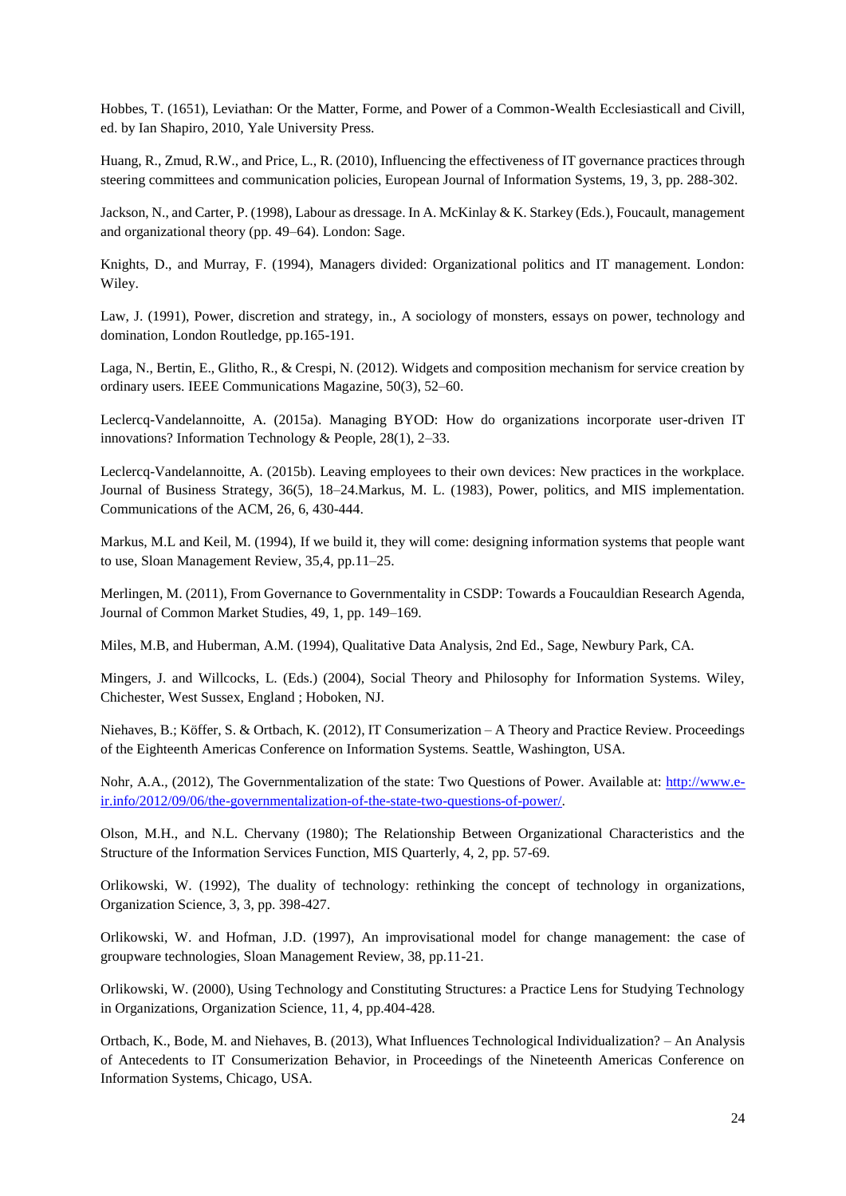Hobbes, T. (1651), Leviathan: Or the Matter, Forme, and Power of a Common-Wealth Ecclesiasticall and Civill, ed. by Ian Shapiro, 2010, Yale University Press.

Huang, R., Zmud, R.W., and Price, L., R. (2010), Influencing the effectiveness of IT governance practices through steering committees and communication policies, European Journal of Information Systems, 19, 3, pp. 288-302.

Jackson, N., and Carter, P. (1998), Labour as dressage. In A. McKinlay & K. Starkey (Eds.), Foucault, management and organizational theory (pp. 49–64). London: Sage.

Knights, D., and Murray, F. (1994), Managers divided: Organizational politics and IT management. London: Wiley.

Law, J. (1991), Power, discretion and strategy, in., A sociology of monsters, essays on power, technology and domination, London Routledge, pp.165-191.

Laga, N., Bertin, E., Glitho, R., & Crespi, N. (2012). Widgets and composition mechanism for service creation by ordinary users. IEEE Communications Magazine, 50(3), 52–60.

Leclercq-Vandelannoitte, A. (2015a). Managing BYOD: How do organizations incorporate user-driven IT innovations? Information Technology & People, 28(1), 2–33.

Leclercq-Vandelannoitte, A. (2015b). Leaving employees to their own devices: New practices in the workplace. Journal of Business Strategy, 36(5), 18–24.Markus, M. L. (1983), Power, politics, and MIS implementation. Communications of the ACM, 26, 6, 430-444.

Markus, M.L and Keil, M. (1994), If we build it, they will come: designing information systems that people want to use, Sloan Management Review, 35,4, pp.11–25.

Merlingen, M. (2011), From Governance to Governmentality in CSDP: Towards a Foucauldian Research Agenda, Journal of Common Market Studies, 49, 1, pp. 149–169.

Miles, M.B, and Huberman, A.M. (1994), Qualitative Data Analysis, 2nd Ed., Sage, Newbury Park, CA.

Mingers, J. and Willcocks, L. (Eds.) (2004), Social Theory and Philosophy for Information Systems. Wiley, Chichester, West Sussex, England ; Hoboken, NJ.

Niehaves, B.; Köffer, S. & Ortbach, K. (2012), IT Consumerization – A Theory and Practice Review. Proceedings of the Eighteenth Americas Conference on Information Systems. Seattle, Washington, USA.

Nohr, A.A., (2012), The Governmentalization of the state: Two Questions of Power. Available at: http://www.e-ir.info/2012/09/06/the-governmentalization-of-the-state-two-questions-of-power/.

Olson, M.H., and N.L. Chervany (1980); The Relationship Between Organizational Characteristics and the Structure of the Information Services Function, MIS Quarterly, 4, 2, pp. 57-69.

Orlikowski, W. (1992), The duality of technology: rethinking the concept of technology in organizations, Organization Science, 3, 3, pp. 398-427.

Orlikowski, W. and Hofman, J.D. (1997), An improvisational model for change management: the case of groupware technologies, Sloan Management Review, 38, pp.11-21.

Orlikowski, W. (2000), Using Technology and Constituting Structures: a Practice Lens for Studying Technology in Organizations, Organization Science, 11, 4, pp.404-428.

Ortbach, K., Bode, M. and Niehaves, B. (2013), What Influences Technological Individualization? – An Analysis of Antecedents to IT Consumerization Behavior, in Proceedings of the Nineteenth Americas Conference on Information Systems, Chicago, USA.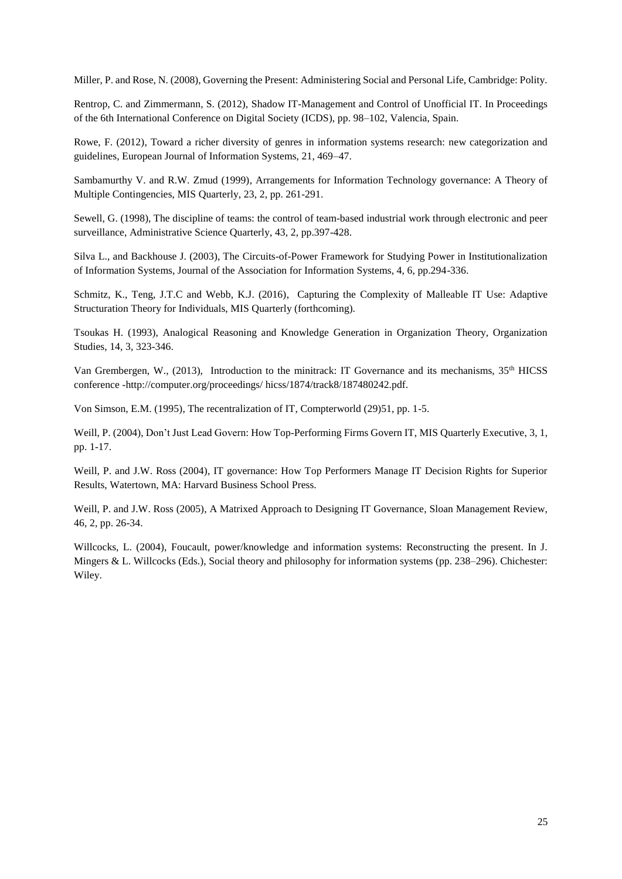Miller, P. and Rose, N. (2008), Governing the Present: Administering Social and Personal Life, Cambridge: Polity.

Rentrop, C. and Zimmermann, S. (2012), Shadow IT-Management and Control of Unofficial IT. In Proceedings of the 6th International Conference on Digital Society (ICDS), pp. 98–102, Valencia, Spain.

Rowe, F. (2012), Toward a richer diversity of genres in information systems research: new categorization and guidelines, European Journal of Information Systems, 21, 469–47.

Sambamurthy V. and R.W. Zmud (1999), Arrangements for Information Technology governance: A Theory of Multiple Contingencies, MIS Quarterly, 23, 2, pp. 261-291.

Sewell, G. (1998), The discipline of teams: the control of team-based industrial work through electronic and peer surveillance, Administrative Science Quarterly, 43, 2, pp.397-428.

Silva L., and Backhouse J. (2003), The Circuits-of-Power Framework for Studying Power in Institutionalization of Information Systems, Journal of the Association for Information Systems, 4, 6, pp.294-336.

Schmitz, K., Teng, J.T.C and Webb, K.J. (2016), Capturing the Complexity of Malleable IT Use: Adaptive Structuration Theory for Individuals, MIS Quarterly (forthcoming).

Tsoukas H. (1993), Analogical Reasoning and Knowledge Generation in Organization Theory, Organization Studies, 14, 3, 323-346.

Van Grembergen, W., (2013), Introduction to the minitrack: IT Governance and its mechanisms, 35th HICSS conference -http://computer.org/proceedings/ hicss/1874/track8/187480242.pdf.

Von Simson, E.M. (1995), The recentralization of IT, Compterworld (29)51, pp. 1-5.

Weill, P. (2004), Don't Just Lead Govern: How Top-Performing Firms Govern IT, MIS Quarterly Executive, 3, 1, pp. 1-17.

Weill, P. and J.W. Ross (2004), IT governance: How Top Performers Manage IT Decision Rights for Superior Results, Watertown, MA: Harvard Business School Press.

Weill, P. and J.W. Ross (2005), A Matrixed Approach to Designing IT Governance, Sloan Management Review, 46, 2, pp. 26-34.

Willcocks, L. (2004), Foucault, power/knowledge and information systems: Reconstructing the present. In J. Mingers & L. Willcocks (Eds.), Social theory and philosophy for information systems (pp. 238–296). Chichester: Wiley.